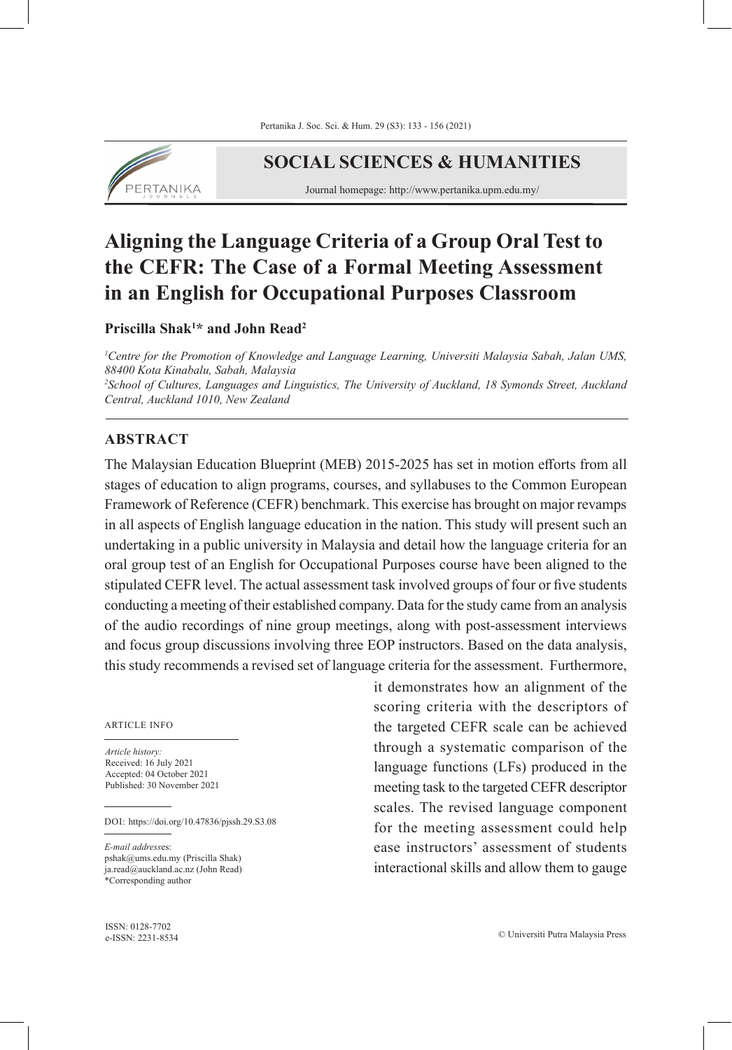SOCIAL SCIENCES & HUMANITIES

Journal homepage: http://www.pertanika.upm.edu.my/

# Aligning the Language Criteria of a Group Oral Test to the CEFR: The Case of a Formal Meeting Assessment in an English for Occupational Purposes Classroom

**Priscilla Shak[1]* and John Read[2]**

*[1]Centre for the Promotion of Knowledge and Language Learning, Universiti Malaysia Sabah, Jalan UMS, 88400 Kota Kinabalu, Sabah, Malaysia*
*[2]School of Cultures, Languages and Linguistics, The University of Auckland, 18 Symonds Street, Auckland Central, Auckland 1010, New Zealand*

## ABSTRACT

The Malaysian Education Blueprint (MEB) 2015-2025 has set in motion efforts from all stages of education to align programs, courses, and syllabuses to the Common European Framework of Reference (CEFR) benchmark. This exercise has brought on major revamps in all aspects of English language education in the nation. This study will present such an undertaking in a public university in Malaysia and detail how the language criteria for an oral group test of an English for Occupational Purposes course have been aligned to the stipulated CEFR level. The actual assessment task involved groups of four or five students conducting a meeting of their established company. Data for the study came from an analysis of the audio recordings of nine group meetings, along with post-assessment interviews and focus group discussions involving three EOP instructors. Based on the data analysis, this study recommends a revised set of language criteria for the assessment. Furthermore, it demonstrates how an alignment of the scoring criteria with the descriptors of the targeted CEFR scale can be achieved through a systematic comparison of the language functions (LFs) produced in the meeting task to the targeted CEFR descriptor scales. The revised language component for the meeting assessment could help ease instructors' assessment of students interactional skills and allow them to gauge

ARTICLE INFO

*Article history:*
Received: 16 July 2021
Accepted: 04 October 2021
Published: 30 November 2021

DOI: https://doi.org/10.47836/pjssh.29.S3.08

*E-mail addresses*:
pshak@ums.edu.my (Priscilla Shak)
ja.read@auckland.ac.nz (John Read)
*Corresponding author

ISSN: 0128-7702
e-ISSN: 2231-8534

© Universiti Putra Malaysia Press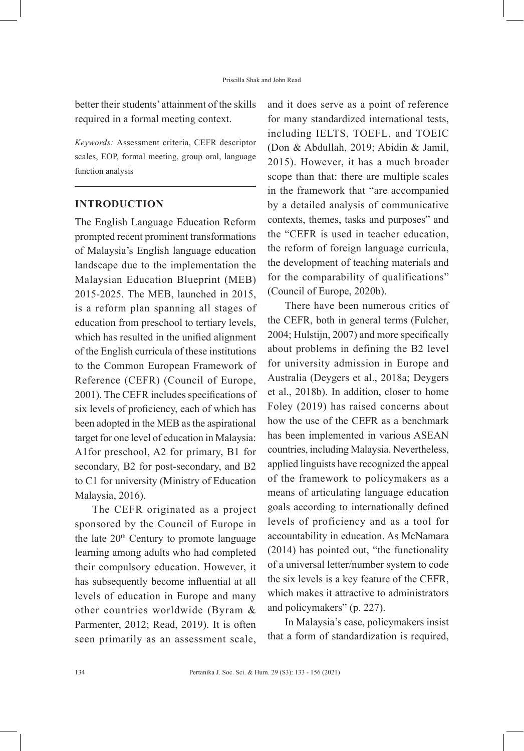better their students' attainment of the skills required in a formal meeting context.

*Keywords:* Assessment criteria, CEFR descriptor scales, EOP, formal meeting, group oral, language function analysis

## INTRODUCTION

The English Language Education Reform prompted recent prominent transformations of Malaysia's English language education landscape due to the implementation the Malaysian Education Blueprint (MEB) 2015-2025. The MEB, launched in 2015, is a reform plan spanning all stages of education from preschool to tertiary levels, which has resulted in the unified alignment of the English curricula of these institutions to the Common European Framework of Reference (CEFR) (Council of Europe, 2001). The CEFR includes specifications of six levels of proficiency, each of which has been adopted in the MEB as the aspirational target for one level of education in Malaysia: A1for preschool, A2 for primary, B1 for secondary, B2 for post-secondary, and B2 to C1 for university (Ministry of Education Malaysia, 2016).

The CEFR originated as a project sponsored by the Council of Europe in the late 20th Century to promote language learning among adults who had completed their compulsory education. However, it has subsequently become influential at all levels of education in Europe and many other countries worldwide (Byram & Parmenter, 2012; Read, 2019). It is often seen primarily as an assessment scale, and it does serve as a point of reference for many standardized international tests, including IELTS, TOEFL, and TOEIC (Don & Abdullah, 2019; Abidin & Jamil, 2015). However, it has a much broader scope than that: there are multiple scales in the framework that "are accompanied by a detailed analysis of communicative contexts, themes, tasks and purposes" and the "CEFR is used in teacher education, the reform of foreign language curricula, the development of teaching materials and for the comparability of qualifications" (Council of Europe, 2020b).

There have been numerous critics of the CEFR, both in general terms (Fulcher, 2004; Hulstijn, 2007) and more specifically about problems in defining the B2 level for university admission in Europe and Australia (Deygers et al., 2018a; Deygers et al., 2018b). In addition, closer to home Foley (2019) has raised concerns about how the use of the CEFR as a benchmark has been implemented in various ASEAN countries, including Malaysia. Nevertheless, applied linguists have recognized the appeal of the framework to policymakers as a means of articulating language education goals according to internationally defined levels of proficiency and as a tool for accountability in education. As McNamara (2014) has pointed out, "the functionality of a universal letter/number system to code the six levels is a key feature of the CEFR, which makes it attractive to administrators and policymakers" (p. 227).

In Malaysia's case, policymakers insist that a form of standardization is required,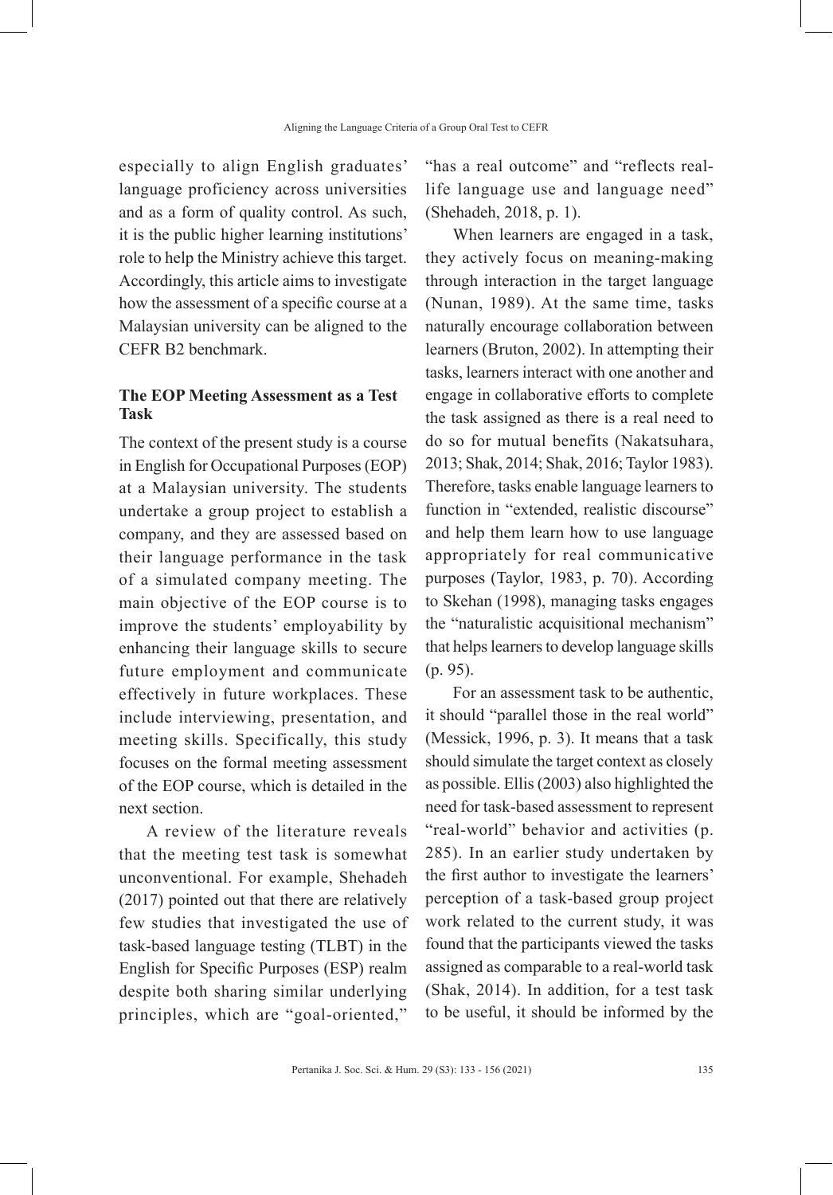especially to align English graduates' language proficiency across universities and as a form of quality control. As such, it is the public higher learning institutions' role to help the Ministry achieve this target. Accordingly, this article aims to investigate how the assessment of a specific course at a Malaysian university can be aligned to the CEFR B2 benchmark.

### The EOP Meeting Assessment as a Test Task

The context of the present study is a course in English for Occupational Purposes (EOP) at a Malaysian university. The students undertake a group project to establish a company, and they are assessed based on their language performance in the task of a simulated company meeting. The main objective of the EOP course is to improve the students' employability by enhancing their language skills to secure future employment and communicate effectively in future workplaces. These include interviewing, presentation, and meeting skills. Specifically, this study focuses on the formal meeting assessment of the EOP course, which is detailed in the next section.

A review of the literature reveals that the meeting test task is somewhat unconventional. For example, Shehadeh (2017) pointed out that there are relatively few studies that investigated the use of task-based language testing (TLBT) in the English for Specific Purposes (ESP) realm despite both sharing similar underlying principles, which are "goal-oriented," "has a real outcome" and "reflects real-life language use and language need" (Shehadeh, 2018, p. 1).

When learners are engaged in a task, they actively focus on meaning-making through interaction in the target language (Nunan, 1989). At the same time, tasks naturally encourage collaboration between learners (Bruton, 2002). In attempting their tasks, learners interact with one another and engage in collaborative efforts to complete the task assigned as there is a real need to do so for mutual benefits (Nakatsuhara, 2013; Shak, 2014; Shak, 2016; Taylor 1983). Therefore, tasks enable language learners to function in "extended, realistic discourse" and help them learn how to use language appropriately for real communicative purposes (Taylor, 1983, p. 70). According to Skehan (1998), managing tasks engages the "naturalistic acquisitional mechanism" that helps learners to develop language skills (p. 95).

For an assessment task to be authentic, it should "parallel those in the real world" (Messick, 1996, p. 3). It means that a task should simulate the target context as closely as possible. Ellis (2003) also highlighted the need for task-based assessment to represent "real-world" behavior and activities (p. 285). In an earlier study undertaken by the first author to investigate the learners' perception of a task-based group project work related to the current study, it was found that the participants viewed the tasks assigned as comparable to a real-world task (Shak, 2014). In addition, for a test task to be useful, it should be informed by the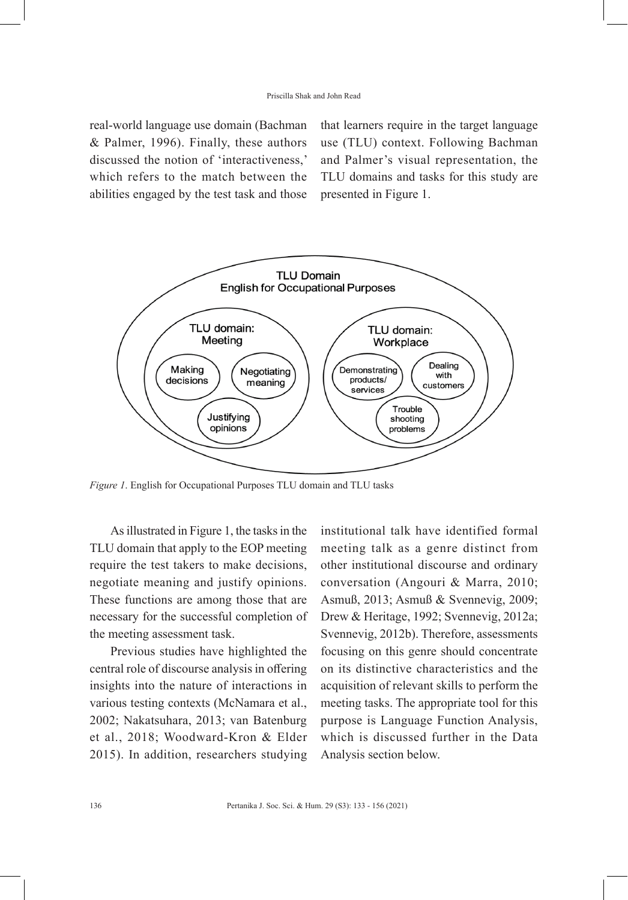real-world language use domain (Bachman & Palmer, 1996). Finally, these authors discussed the notion of 'interactiveness,' which refers to the match between the abilities engaged by the test task and those that learners require in the target language use (TLU) context. Following Bachman and Palmer's visual representation, the TLU domains and tasks for this study are presented in Figure 1.

*Figure 1*. English for Occupational Purposes TLU domain and TLU tasks

As illustrated in Figure 1, the tasks in the TLU domain that apply to the EOP meeting require the test takers to make decisions, negotiate meaning and justify opinions. These functions are among those that are necessary for the successful completion of the meeting assessment task.

Previous studies have highlighted the central role of discourse analysis in offering insights into the nature of interactions in various testing contexts (McNamara et al., 2002; Nakatsuhara, 2013; van Batenburg et al., 2018; Woodward-Kron & Elder 2015). In addition, researchers studying institutional talk have identified formal meeting talk as a genre distinct from other institutional discourse and ordinary conversation (Angouri & Marra, 2010; Asmuß, 2013; Asmuß & Svennevig, 2009; Drew & Heritage, 1992; Svennevig, 2012a; Svennevig, 2012b). Therefore, assessments focusing on this genre should concentrate on its distinctive characteristics and the acquisition of relevant skills to perform the meeting tasks. The appropriate tool for this purpose is Language Function Analysis, which is discussed further in the Data Analysis section below.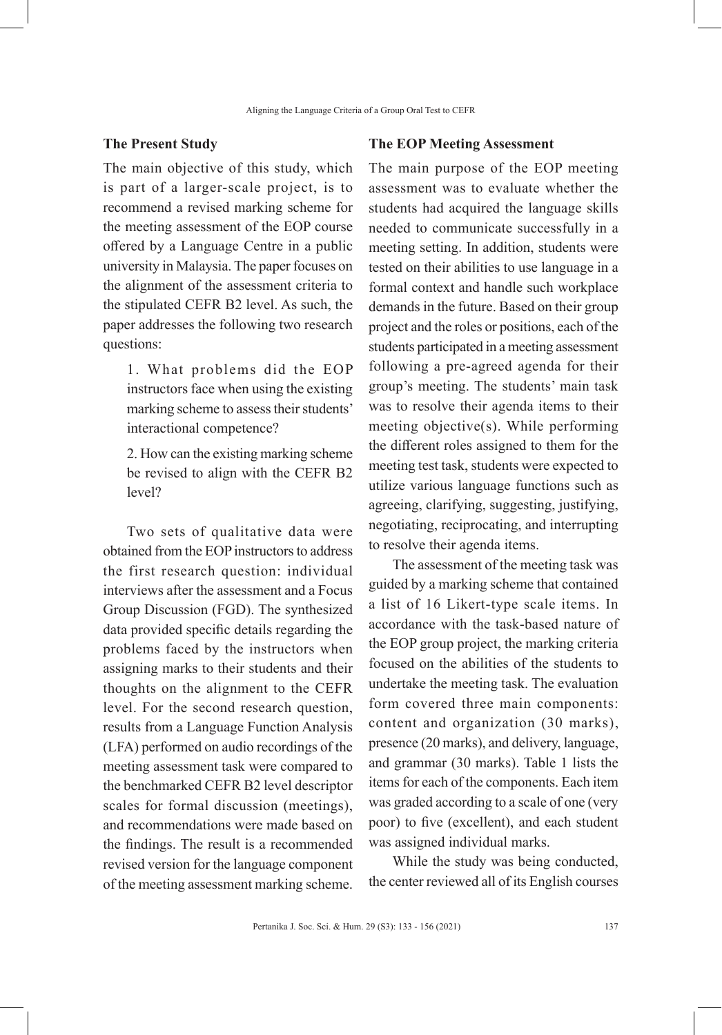## The Present Study

The main objective of this study, which is part of a larger-scale project, is to recommend a revised marking scheme for the meeting assessment of the EOP course offered by a Language Centre in a public university in Malaysia. The paper focuses on the alignment of the assessment criteria to the stipulated CEFR B2 level. As such, the paper addresses the following two research questions:

1. What problems did the EOP instructors face when using the existing marking scheme to assess their students' interactional competence?

2. How can the existing marking scheme be revised to align with the CEFR B2 level?

Two sets of qualitative data were obtained from the EOP instructors to address the first research question: individual interviews after the assessment and a Focus Group Discussion (FGD). The synthesized data provided specific details regarding the problems faced by the instructors when assigning marks to their students and their thoughts on the alignment to the CEFR level. For the second research question, results from a Language Function Analysis (LFA) performed on audio recordings of the meeting assessment task were compared to the benchmarked CEFR B2 level descriptor scales for formal discussion (meetings), and recommendations were made based on the findings. The result is a recommended revised version for the language component of the meeting assessment marking scheme.

## The EOP Meeting Assessment

The main purpose of the EOP meeting assessment was to evaluate whether the students had acquired the language skills needed to communicate successfully in a meeting setting. In addition, students were tested on their abilities to use language in a formal context and handle such workplace demands in the future. Based on their group project and the roles or positions, each of the students participated in a meeting assessment following a pre-agreed agenda for their group's meeting. The students' main task was to resolve their agenda items to their meeting objective(s). While performing the different roles assigned to them for the meeting test task, students were expected to utilize various language functions such as agreeing, clarifying, suggesting, justifying, negotiating, reciprocating, and interrupting to resolve their agenda items.

The assessment of the meeting task was guided by a marking scheme that contained a list of 16 Likert-type scale items. In accordance with the task-based nature of the EOP group project, the marking criteria focused on the abilities of the students to undertake the meeting task. The evaluation form covered three main components: content and organization (30 marks), presence (20 marks), and delivery, language, and grammar (30 marks). Table 1 lists the items for each of the components. Each item was graded according to a scale of one (very poor) to five (excellent), and each student was assigned individual marks.

While the study was being conducted, the center reviewed all of its English courses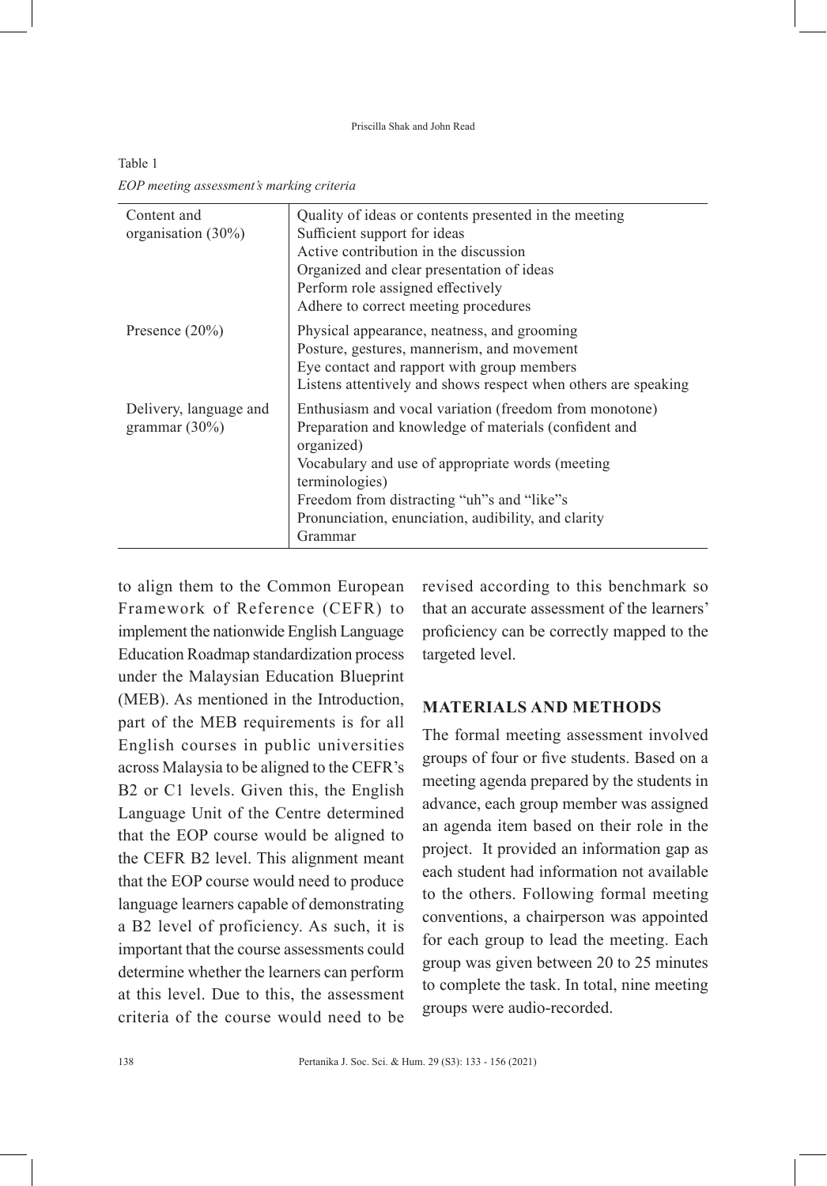Table 1

*EOP meeting assessment's marking criteria*

| | |
|---|---|
| Content and organisation (30%) | Quality of ideas or contents presented in the meeting<br>Sufficient support for ideas<br>Active contribution in the discussion<br>Organized and clear presentation of ideas<br>Perform role assigned effectively<br>Adhere to correct meeting procedures |
| Presence (20%) | Physical appearance, neatness, and grooming<br>Posture, gestures, mannerism, and movement<br>Eye contact and rapport with group members<br>Listens attentively and shows respect when others are speaking |
| Delivery, language and grammar (30%) | Enthusiasm and vocal variation (freedom from monotone)<br>Preparation and knowledge of materials (confident and organized)<br>Vocabulary and use of appropriate words (meeting terminologies)<br>Freedom from distracting "uh"s and "like"s<br>Pronunciation, enunciation, audibility, and clarity<br>Grammar |

to align them to the Common European Framework of Reference (CEFR) to implement the nationwide English Language Education Roadmap standardization process under the Malaysian Education Blueprint (MEB). As mentioned in the Introduction, part of the MEB requirements is for all English courses in public universities across Malaysia to be aligned to the CEFR's B2 or C1 levels. Given this, the English Language Unit of the Centre determined that the EOP course would be aligned to the CEFR B2 level. This alignment meant that the EOP course would need to produce language learners capable of demonstrating a B2 level of proficiency. As such, it is important that the course assessments could determine whether the learners can perform at this level. Due to this, the assessment criteria of the course would need to be revised according to this benchmark so that an accurate assessment of the learners' proficiency can be correctly mapped to the targeted level.

## MATERIALS AND METHODS

The formal meeting assessment involved groups of four or five students. Based on a meeting agenda prepared by the students in advance, each group member was assigned an agenda item based on their role in the project. It provided an information gap as each student had information not available to the others. Following formal meeting conventions, a chairperson was appointed for each group to lead the meeting. Each group was given between 20 to 25 minutes to complete the task. In total, nine meeting groups were audio-recorded.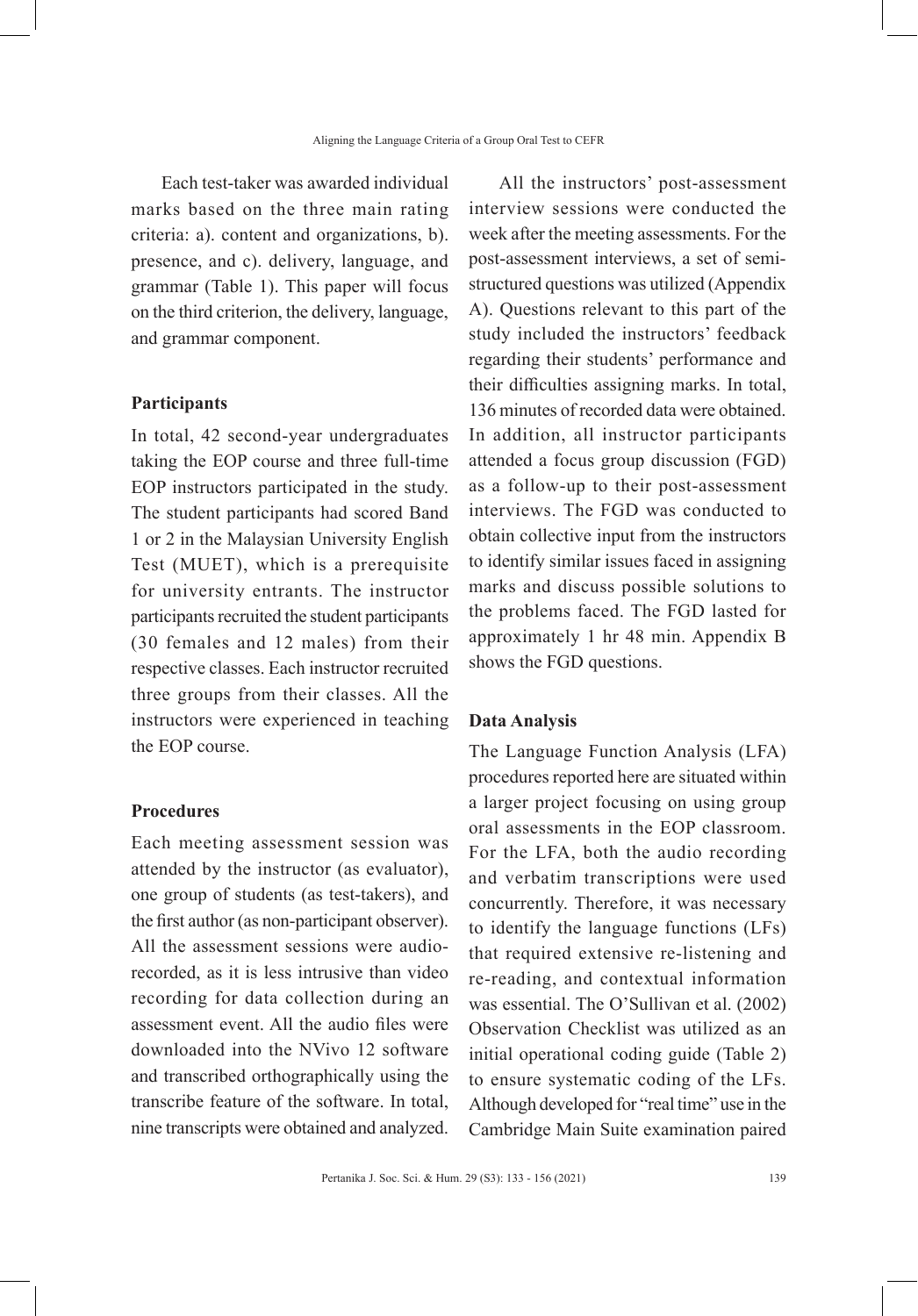Each test-taker was awarded individual marks based on the three main rating criteria: a). content and organizations, b). presence, and c). delivery, language, and grammar (Table 1). This paper will focus on the third criterion, the delivery, language, and grammar component.

### Participants

In total, 42 second-year undergraduates taking the EOP course and three full-time EOP instructors participated in the study. The student participants had scored Band 1 or 2 in the Malaysian University English Test (MUET), which is a prerequisite for university entrants. The instructor participants recruited the student participants (30 females and 12 males) from their respective classes. Each instructor recruited three groups from their classes. All the instructors were experienced in teaching the EOP course.

### Procedures

Each meeting assessment session was attended by the instructor (as evaluator), one group of students (as test-takers), and the first author (as non-participant observer). All the assessment sessions were audio-recorded, as it is less intrusive than video recording for data collection during an assessment event. All the audio files were downloaded into the NVivo 12 software and transcribed orthographically using the transcribe feature of the software. In total, nine transcripts were obtained and analyzed.

All the instructors' post-assessment interview sessions were conducted the week after the meeting assessments. For the post-assessment interviews, a set of semi-structured questions was utilized (Appendix A). Questions relevant to this part of the study included the instructors' feedback regarding their students' performance and their difficulties assigning marks. In total, 136 minutes of recorded data were obtained. In addition, all instructor participants attended a focus group discussion (FGD) as a follow-up to their post-assessment interviews. The FGD was conducted to obtain collective input from the instructors to identify similar issues faced in assigning marks and discuss possible solutions to the problems faced. The FGD lasted for approximately 1 hr 48 min. Appendix B shows the FGD questions.

### Data Analysis

The Language Function Analysis (LFA) procedures reported here are situated within a larger project focusing on using group oral assessments in the EOP classroom. For the LFA, both the audio recording and verbatim transcriptions were used concurrently. Therefore, it was necessary to identify the language functions (LFs) that required extensive re-listening and re-reading, and contextual information was essential. The O'Sullivan et al. (2002) Observation Checklist was utilized as an initial operational coding guide (Table 2) to ensure systematic coding of the LFs. Although developed for "real time" use in the Cambridge Main Suite examination paired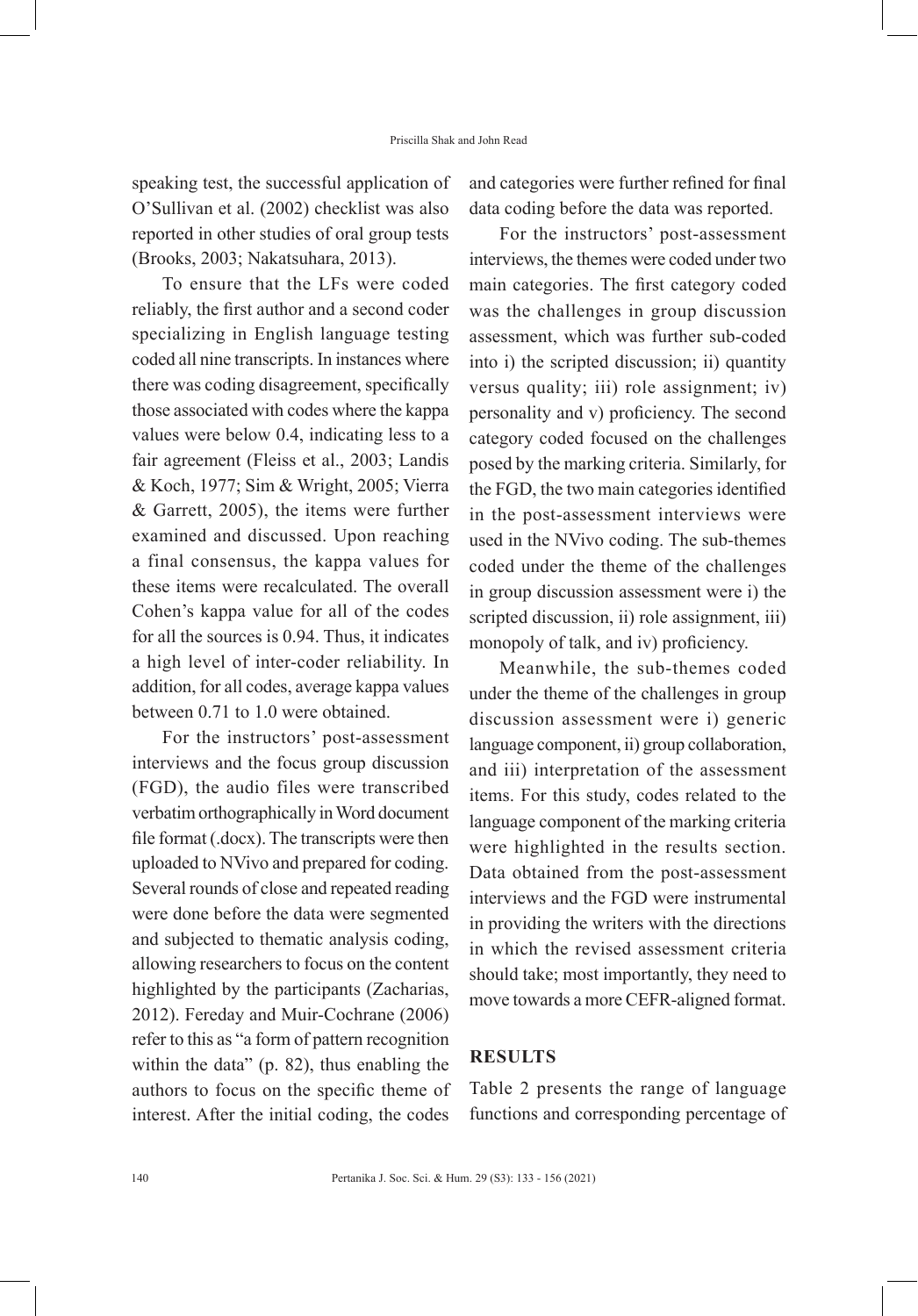speaking test, the successful application of O'Sullivan et al. (2002) checklist was also reported in other studies of oral group tests (Brooks, 2003; Nakatsuhara, 2013).

To ensure that the LFs were coded reliably, the first author and a second coder specializing in English language testing coded all nine transcripts. In instances where there was coding disagreement, specifically those associated with codes where the kappa values were below 0.4, indicating less to a fair agreement (Fleiss et al., 2003; Landis & Koch, 1977; Sim & Wright, 2005; Vierra & Garrett, 2005), the items were further examined and discussed. Upon reaching a final consensus, the kappa values for these items were recalculated. The overall Cohen's kappa value for all of the codes for all the sources is 0.94. Thus, it indicates a high level of inter-coder reliability. In addition, for all codes, average kappa values between 0.71 to 1.0 were obtained.

For the instructors' post-assessment interviews and the focus group discussion (FGD), the audio files were transcribed verbatim orthographically in Word document file format (.docx). The transcripts were then uploaded to NVivo and prepared for coding. Several rounds of close and repeated reading were done before the data were segmented and subjected to thematic analysis coding, allowing researchers to focus on the content highlighted by the participants (Zacharias, 2012). Fereday and Muir-Cochrane (2006) refer to this as "a form of pattern recognition within the data" (p. 82), thus enabling the authors to focus on the specific theme of interest. After the initial coding, the codes and categories were further refined for final data coding before the data was reported.

For the instructors' post-assessment interviews, the themes were coded under two main categories. The first category coded was the challenges in group discussion assessment, which was further sub-coded into i) the scripted discussion; ii) quantity versus quality; iii) role assignment; iv) personality and v) proficiency. The second category coded focused on the challenges posed by the marking criteria. Similarly, for the FGD, the two main categories identified in the post-assessment interviews were used in the NVivo coding. The sub-themes coded under the theme of the challenges in group discussion assessment were i) the scripted discussion, ii) role assignment, iii) monopoly of talk, and iv) proficiency.

Meanwhile, the sub-themes coded under the theme of the challenges in group discussion assessment were i) generic language component, ii) group collaboration, and iii) interpretation of the assessment items. For this study, codes related to the language component of the marking criteria were highlighted in the results section. Data obtained from the post-assessment interviews and the FGD were instrumental in providing the writers with the directions in which the revised assessment criteria should take; most importantly, they need to move towards a more CEFR-aligned format.

## RESULTS

Table 2 presents the range of language functions and corresponding percentage of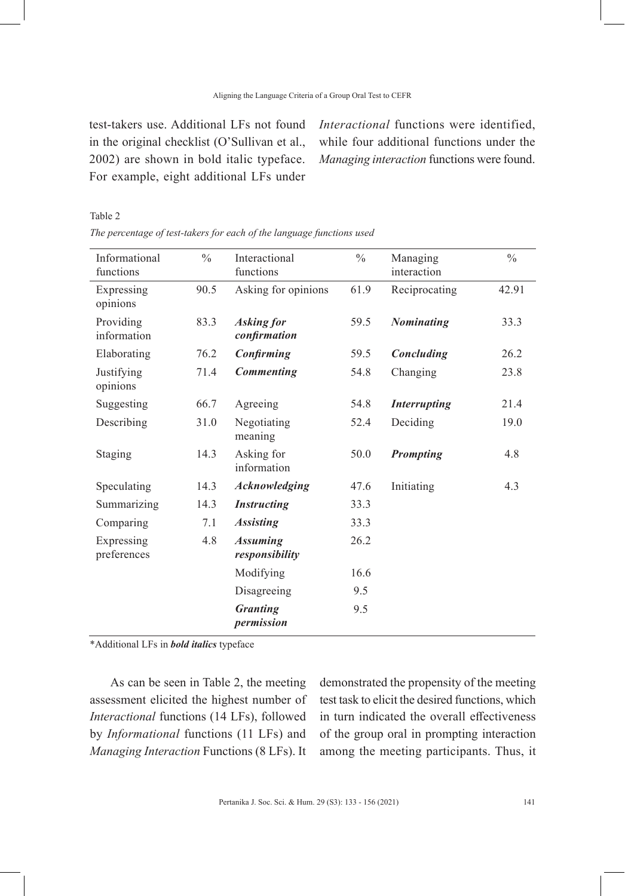test-takers use. Additional LFs not found in the original checklist (O'Sullivan et al., 2002) are shown in bold italic typeface. For example, eight additional LFs under *Interactional* functions were identified, while four additional functions under the *Managing interaction* functions were found.

Table 2

*The percentage of test-takers for each of the language functions used*

| Informational functions | % | Interactional functions | % | Managing interaction | % |
|---|---|---|---|---|---|
| Expressing opinions | 90.5 | Asking for opinions | 61.9 | Reciprocating | 42.91 |
| Providing information | 83.3 | ***Asking for confirmation*** | 59.5 | ***Nominating*** | 33.3 |
| Elaborating | 76.2 | ***Confirming*** | 59.5 | ***Concluding*** | 26.2 |
| Justifying opinions | 71.4 | ***Commenting*** | 54.8 | Changing | 23.8 |
| Suggesting | 66.7 | Agreeing | 54.8 | ***Interrupting*** | 21.4 |
| Describing | 31.0 | Negotiating meaning | 52.4 | Deciding | 19.0 |
| Staging | 14.3 | Asking for information | 50.0 | ***Prompting*** | 4.8 |
| Speculating | 14.3 | ***Acknowledging*** | 47.6 | Initiating | 4.3 |
| Summarizing | 14.3 | ***Instructing*** | 33.3 | | |
| Comparing | 7.1 | ***Assisting*** | 33.3 | | |
| Expressing preferences | 4.8 | ***Assuming responsibility*** | 26.2 | | |
| | | Modifying | 16.6 | | |
| | | Disagreeing | 9.5 | | |
| | | ***Granting permission*** | 9.5 | | |

*Additional LFs in ***bold italics*** typeface

As can be seen in Table 2, the meeting assessment elicited the highest number of *Interactional* functions (14 LFs), followed by *Informational* functions (11 LFs) and *Managing Interaction* Functions (8 LFs). It demonstrated the propensity of the meeting test task to elicit the desired functions, which in turn indicated the overall effectiveness of the group oral in prompting interaction among the meeting participants. Thus, it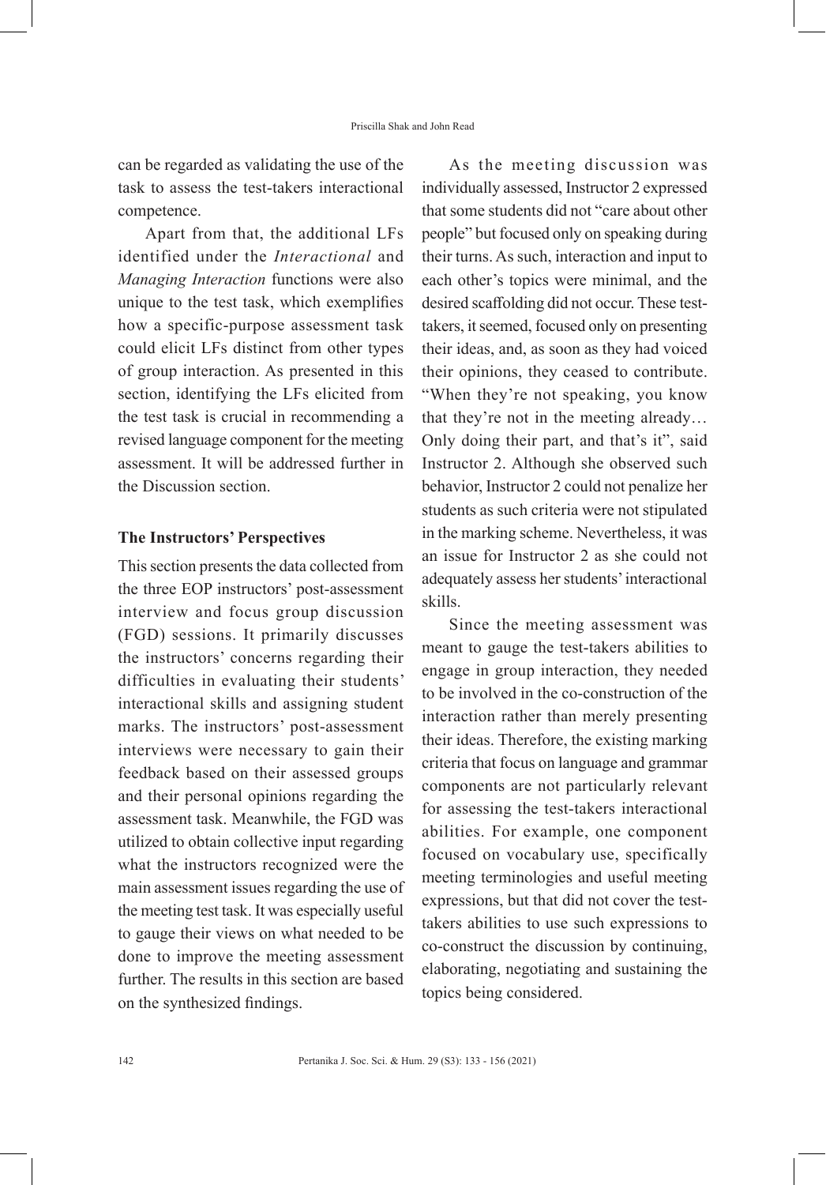can be regarded as validating the use of the task to assess the test-takers interactional competence.

Apart from that, the additional LFs identified under the *Interactional* and *Managing Interaction* functions were also unique to the test task, which exemplifies how a specific-purpose assessment task could elicit LFs distinct from other types of group interaction. As presented in this section, identifying the LFs elicited from the test task is crucial in recommending a revised language component for the meeting assessment. It will be addressed further in the Discussion section.

### The Instructors' Perspectives

This section presents the data collected from the three EOP instructors' post-assessment interview and focus group discussion (FGD) sessions. It primarily discusses the instructors' concerns regarding their difficulties in evaluating their students' interactional skills and assigning student marks. The instructors' post-assessment interviews were necessary to gain their feedback based on their assessed groups and their personal opinions regarding the assessment task. Meanwhile, the FGD was utilized to obtain collective input regarding what the instructors recognized were the main assessment issues regarding the use of the meeting test task. It was especially useful to gauge their views on what needed to be done to improve the meeting assessment further. The results in this section are based on the synthesized findings.

As the meeting discussion was individually assessed, Instructor 2 expressed that some students did not "care about other people" but focused only on speaking during their turns. As such, interaction and input to each other's topics were minimal, and the desired scaffolding did not occur. These test-takers, it seemed, focused only on presenting their ideas, and, as soon as they had voiced their opinions, they ceased to contribute. "When they're not speaking, you know that they're not in the meeting already… Only doing their part, and that's it", said Instructor 2. Although she observed such behavior, Instructor 2 could not penalize her students as such criteria were not stipulated in the marking scheme. Nevertheless, it was an issue for Instructor 2 as she could not adequately assess her students' interactional skills.

Since the meeting assessment was meant to gauge the test-takers abilities to engage in group interaction, they needed to be involved in the co-construction of the interaction rather than merely presenting their ideas. Therefore, the existing marking criteria that focus on language and grammar components are not particularly relevant for assessing the test-takers interactional abilities. For example, one component focused on vocabulary use, specifically meeting terminologies and useful meeting expressions, but that did not cover the test-takers abilities to use such expressions to co-construct the discussion by continuing, elaborating, negotiating and sustaining the topics being considered.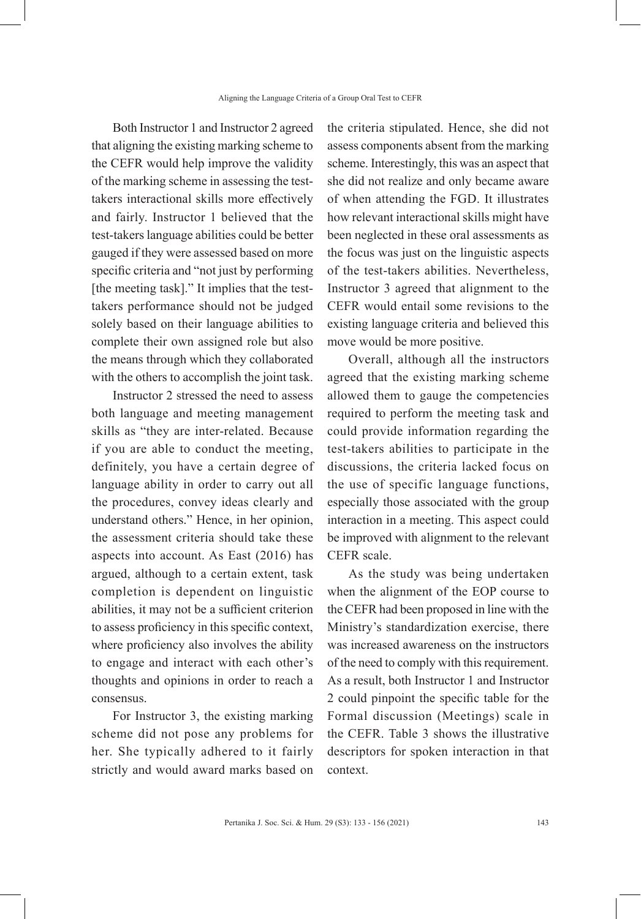Both Instructor 1 and Instructor 2 agreed that aligning the existing marking scheme to the CEFR would help improve the validity of the marking scheme in assessing the test-takers interactional skills more effectively and fairly. Instructor 1 believed that the test-takers language abilities could be better gauged if they were assessed based on more specific criteria and "not just by performing [the meeting task]." It implies that the test-takers performance should not be judged solely based on their language abilities to complete their own assigned role but also the means through which they collaborated with the others to accomplish the joint task.

Instructor 2 stressed the need to assess both language and meeting management skills as "they are inter-related. Because if you are able to conduct the meeting, definitely, you have a certain degree of language ability in order to carry out all the procedures, convey ideas clearly and understand others." Hence, in her opinion, the assessment criteria should take these aspects into account. As East (2016) has argued, although to a certain extent, task completion is dependent on linguistic abilities, it may not be a sufficient criterion to assess proficiency in this specific context, where proficiency also involves the ability to engage and interact with each other's thoughts and opinions in order to reach a consensus.

For Instructor 3, the existing marking scheme did not pose any problems for her. She typically adhered to it fairly strictly and would award marks based on the criteria stipulated. Hence, she did not assess components absent from the marking scheme. Interestingly, this was an aspect that she did not realize and only became aware of when attending the FGD. It illustrates how relevant interactional skills might have been neglected in these oral assessments as the focus was just on the linguistic aspects of the test-takers abilities. Nevertheless, Instructor 3 agreed that alignment to the CEFR would entail some revisions to the existing language criteria and believed this move would be more positive.

Overall, although all the instructors agreed that the existing marking scheme allowed them to gauge the competencies required to perform the meeting task and could provide information regarding the test-takers abilities to participate in the discussions, the criteria lacked focus on the use of specific language functions, especially those associated with the group interaction in a meeting. This aspect could be improved with alignment to the relevant CEFR scale.

As the study was being undertaken when the alignment of the EOP course to the CEFR had been proposed in line with the Ministry's standardization exercise, there was increased awareness on the instructors of the need to comply with this requirement. As a result, both Instructor 1 and Instructor 2 could pinpoint the specific table for the Formal discussion (Meetings) scale in the CEFR. Table 3 shows the illustrative descriptors for spoken interaction in that context.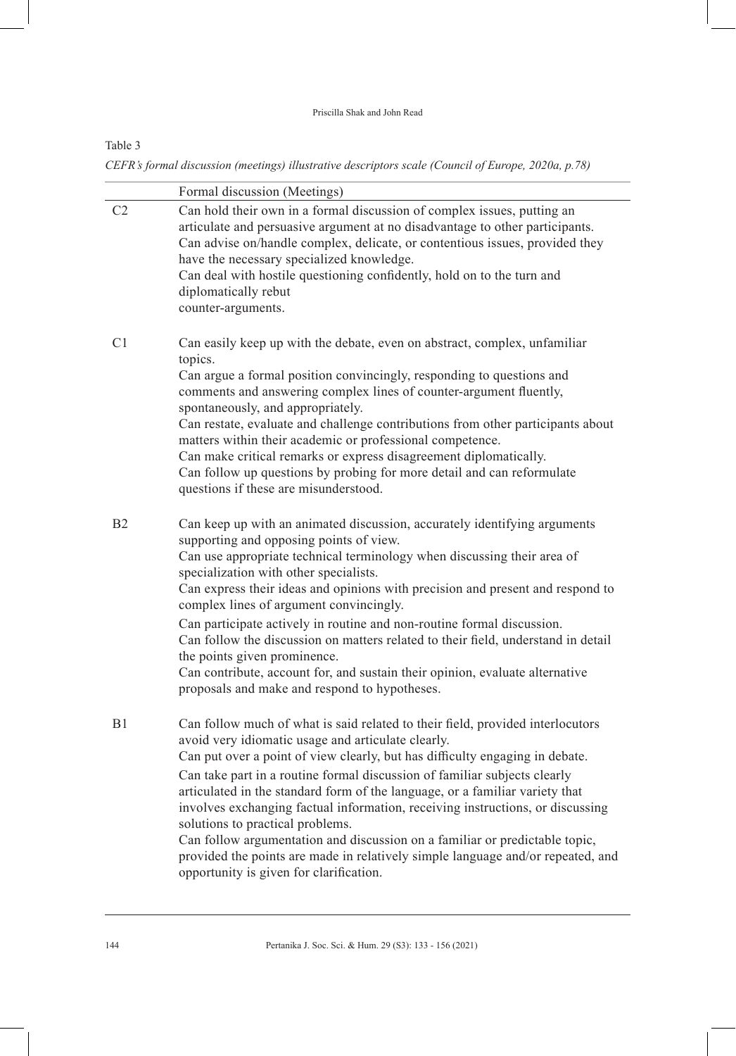Table 3

*CEFR's formal discussion (meetings) illustrative descriptors scale (Council of Europe, 2020a, p.78)*

| | Formal discussion (Meetings) |
|---|---|
| C2 | Can hold their own in a formal discussion of complex issues, putting an articulate and persuasive argument at no disadvantage to other participants.<br>Can advise on/handle complex, delicate, or contentious issues, provided they have the necessary specialized knowledge.<br>Can deal with hostile questioning confidently, hold on to the turn and diplomatically rebut counter-arguments. |
| C1 | Can easily keep up with the debate, even on abstract, complex, unfamiliar topics.<br>Can argue a formal position convincingly, responding to questions and comments and answering complex lines of counter-argument fluently, spontaneously, and appropriately.<br>Can restate, evaluate and challenge contributions from other participants about matters within their academic or professional competence.<br>Can make critical remarks or express disagreement diplomatically.<br>Can follow up questions by probing for more detail and can reformulate questions if these are misunderstood. |
| B2 | Can keep up with an animated discussion, accurately identifying arguments supporting and opposing points of view.<br>Can use appropriate technical terminology when discussing their area of specialization with other specialists.<br>Can express their ideas and opinions with precision and present and respond to complex lines of argument convincingly.<br>Can participate actively in routine and non-routine formal discussion.<br>Can follow the discussion on matters related to their field, understand in detail the points given prominence.<br>Can contribute, account for, and sustain their opinion, evaluate alternative proposals and make and respond to hypotheses. |
| B1 | Can follow much of what is said related to their field, provided interlocutors avoid very idiomatic usage and articulate clearly.<br>Can put over a point of view clearly, but has difficulty engaging in debate.<br>Can take part in a routine formal discussion of familiar subjects clearly articulated in the standard form of the language, or a familiar variety that involves exchanging factual information, receiving instructions, or discussing solutions to practical problems.<br>Can follow argumentation and discussion on a familiar or predictable topic, provided the points are made in relatively simple language and/or repeated, and opportunity is given for clarification. |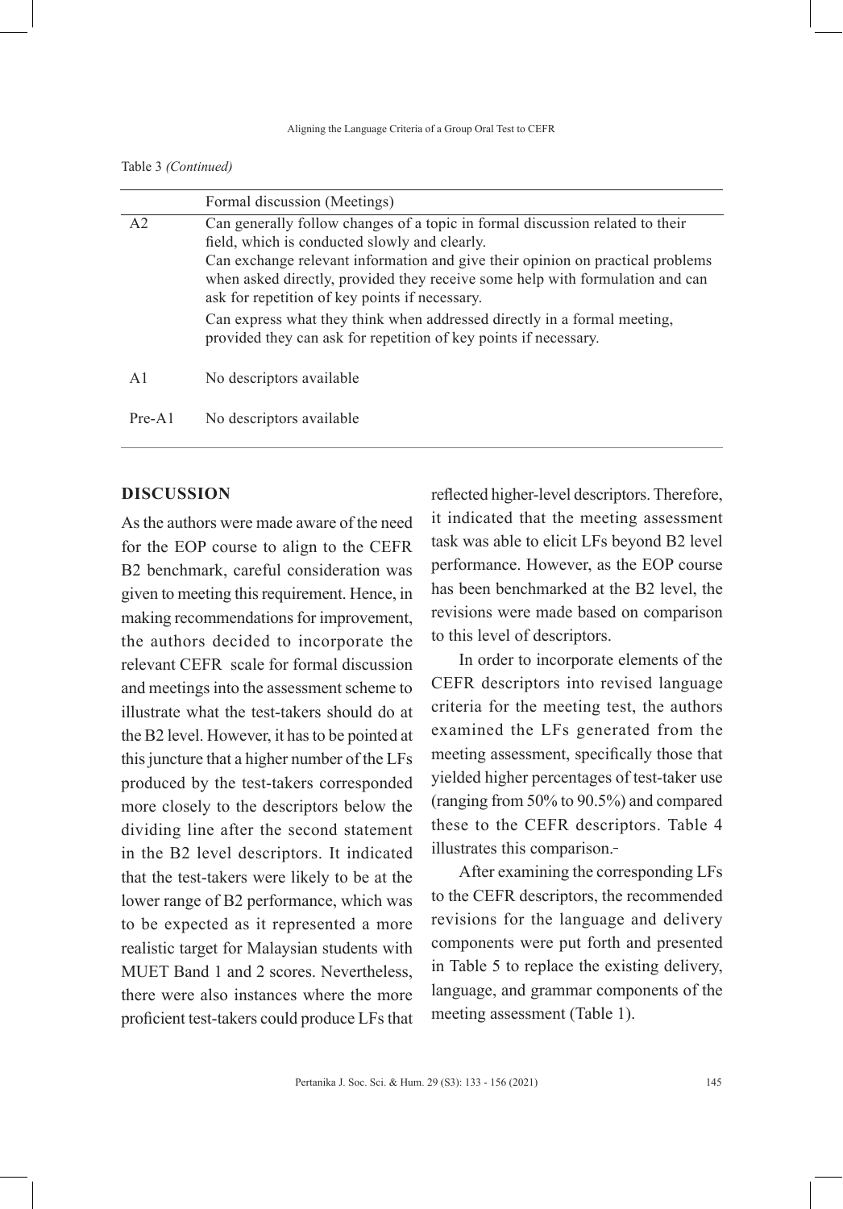Table 3 *(Continued)*

| | Formal discussion (Meetings) |
|---|---|
| A2 | Can generally follow changes of a topic in formal discussion related to their field, which is conducted slowly and clearly. Can exchange relevant information and give their opinion on practical problems when asked directly, provided they receive some help with formulation and can ask for repetition of key points if necessary. Can express what they think when addressed directly in a formal meeting, provided they can ask for repetition of key points if necessary. |
| A1 | No descriptors available |
| Pre-A1 | No descriptors available |

## DISCUSSION

As the authors were made aware of the need for the EOP course to align to the CEFR B2 benchmark, careful consideration was given to meeting this requirement. Hence, in making recommendations for improvement, the authors decided to incorporate the relevant CEFR scale for formal discussion and meetings into the assessment scheme to illustrate what the test-takers should do at the B2 level. However, it has to be pointed at this juncture that a higher number of the LFs produced by the test-takers corresponded more closely to the descriptors below the dividing line after the second statement in the B2 level descriptors. It indicated that the test-takers were likely to be at the lower range of B2 performance, which was to be expected as it represented a more realistic target for Malaysian students with MUET Band 1 and 2 scores. Nevertheless, there were also instances where the more proficient test-takers could produce LFs that reflected higher-level descriptors. Therefore, it indicated that the meeting assessment task was able to elicit LFs beyond B2 level performance. However, as the EOP course has been benchmarked at the B2 level, the revisions were made based on comparison to this level of descriptors.

In order to incorporate elements of the CEFR descriptors into revised language criteria for the meeting test, the authors examined the LFs generated from the meeting assessment, specifically those that yielded higher percentages of test-taker use (ranging from 50% to 90.5%) and compared these to the CEFR descriptors. Table 4 illustrates this comparison.

After examining the corresponding LFs to the CEFR descriptors, the recommended revisions for the language and delivery components were put forth and presented in Table 5 to replace the existing delivery, language, and grammar components of the meeting assessment (Table 1).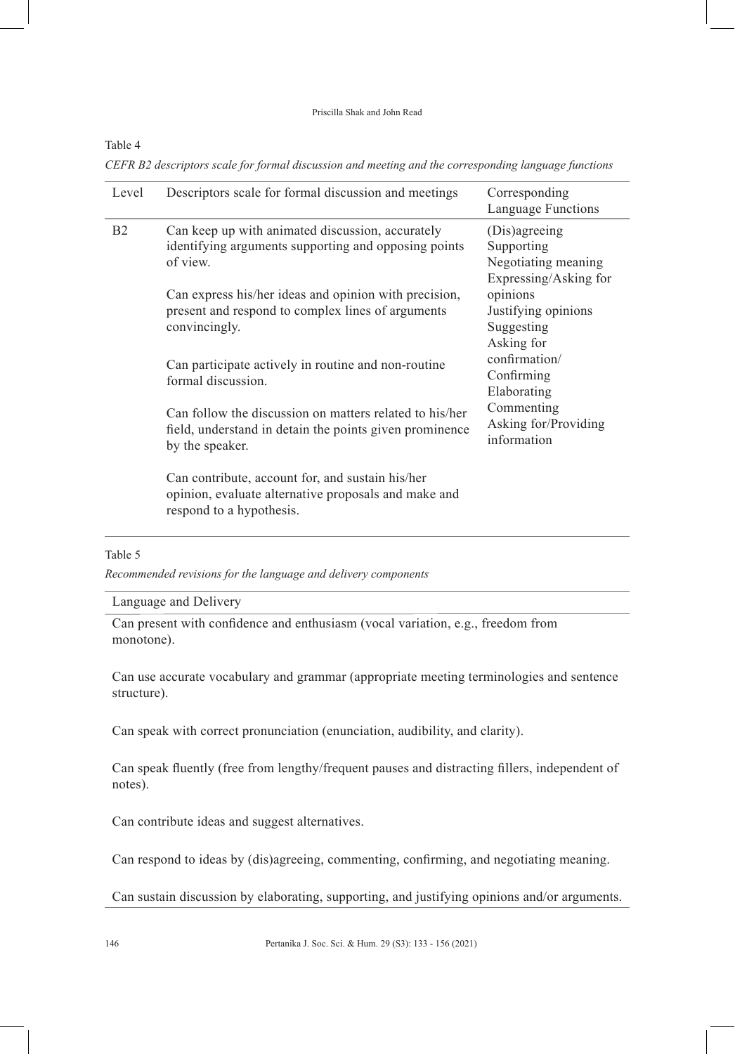Table 4

*CEFR B2 descriptors scale for formal discussion and meeting and the corresponding language functions*

| Level | Descriptors scale for formal discussion and meetings | Corresponding Language Functions |
|---|---|---|
| B2 | Can keep up with animated discussion, accurately identifying arguments supporting and opposing points of view.<br><br>Can express his/her ideas and opinion with precision, present and respond to complex lines of arguments convincingly.<br><br>Can participate actively in routine and non-routine formal discussion.<br><br>Can follow the discussion on matters related to his/her field, understand in detain the points given prominence by the speaker.<br><br>Can contribute, account for, and sustain his/her opinion, evaluate alternative proposals and make and respond to a hypothesis. | (Dis)agreeing<br>Supporting<br>Negotiating meaning<br>Expressing/Asking for opinions<br>Justifying opinions<br>Suggesting<br>Asking for confirmation/<br>Confirming<br>Elaborating<br>Commenting<br>Asking for/Providing information |

Table 5

*Recommended revisions for the language and delivery components*

| Language and Delivery |
|---|
| Can present with confidence and enthusiasm (vocal variation, e.g., freedom from monotone). |
| Can use accurate vocabulary and grammar (appropriate meeting terminologies and sentence structure). |
| Can speak with correct pronunciation (enunciation, audibility, and clarity). |
| Can speak fluently (free from lengthy/frequent pauses and distracting fillers, independent of notes). |
| Can contribute ideas and suggest alternatives. |
| Can respond to ideas by (dis)agreeing, commenting, confirming, and negotiating meaning. |
| Can sustain discussion by elaborating, supporting, and justifying opinions and/or arguments. |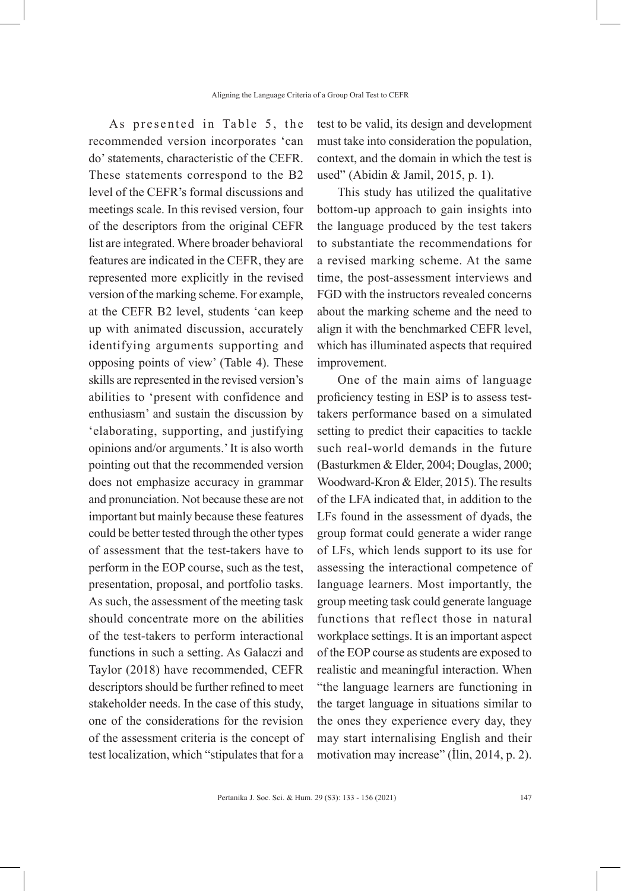As presented in Table 5, the recommended version incorporates 'can do' statements, characteristic of the CEFR. These statements correspond to the B2 level of the CEFR's formal discussions and meetings scale. In this revised version, four of the descriptors from the original CEFR list are integrated. Where broader behavioral features are indicated in the CEFR, they are represented more explicitly in the revised version of the marking scheme. For example, at the CEFR B2 level, students 'can keep up with animated discussion, accurately identifying arguments supporting and opposing points of view' (Table 4). These skills are represented in the revised version's abilities to 'present with confidence and enthusiasm' and sustain the discussion by 'elaborating, supporting, and justifying opinions and/or arguments.' It is also worth pointing out that the recommended version does not emphasize accuracy in grammar and pronunciation. Not because these are not important but mainly because these features could be better tested through the other types of assessment that the test-takers have to perform in the EOP course, such as the test, presentation, proposal, and portfolio tasks. As such, the assessment of the meeting task should concentrate more on the abilities of the test-takers to perform interactional functions in such a setting. As Galaczi and Taylor (2018) have recommended, CEFR descriptors should be further refined to meet stakeholder needs. In the case of this study, one of the considerations for the revision of the assessment criteria is the concept of test localization, which "stipulates that for a test to be valid, its design and development must take into consideration the population, context, and the domain in which the test is used" (Abidin & Jamil, 2015, p. 1).

This study has utilized the qualitative bottom-up approach to gain insights into the language produced by the test takers to substantiate the recommendations for a revised marking scheme. At the same time, the post-assessment interviews and FGD with the instructors revealed concerns about the marking scheme and the need to align it with the benchmarked CEFR level, which has illuminated aspects that required improvement.

One of the main aims of language proficiency testing in ESP is to assess test-takers performance based on a simulated setting to predict their capacities to tackle such real-world demands in the future (Basturkmen & Elder, 2004; Douglas, 2000; Woodward-Kron & Elder, 2015). The results of the LFA indicated that, in addition to the LFs found in the assessment of dyads, the group format could generate a wider range of LFs, which lends support to its use for assessing the interactional competence of language learners. Most importantly, the group meeting task could generate language functions that reflect those in natural workplace settings. It is an important aspect of the EOP course as students are exposed to realistic and meaningful interaction. When "the language learners are functioning in the target language in situations similar to the ones they experience every day, they may start internalising English and their motivation may increase" (İlin, 2014, p. 2).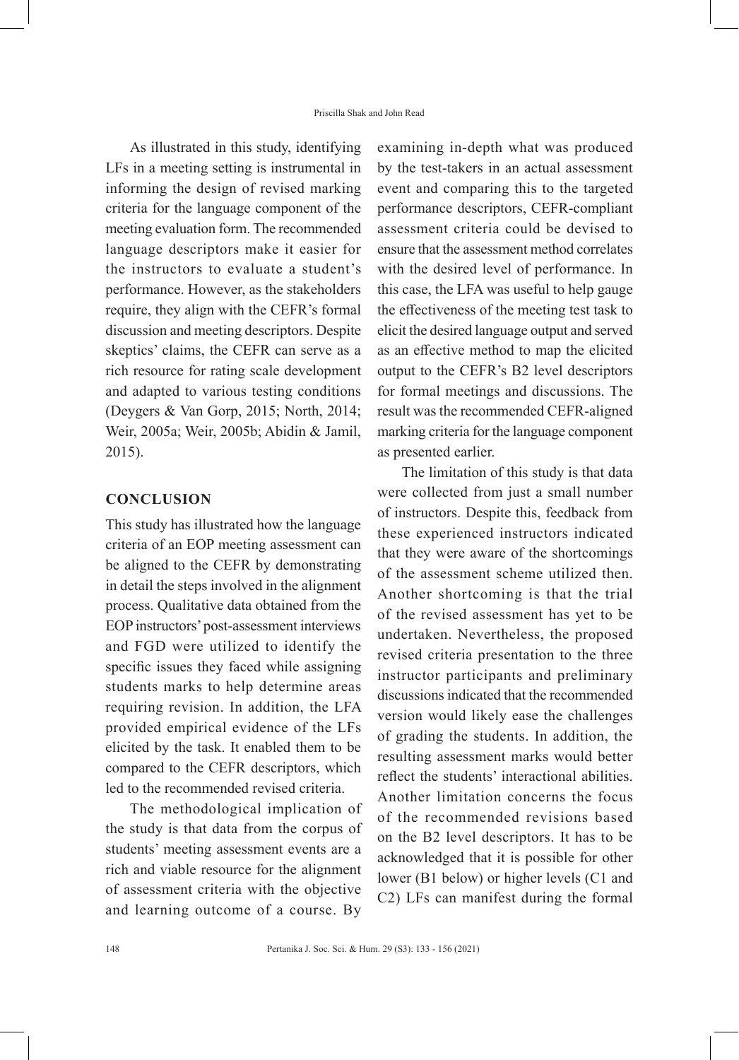As illustrated in this study, identifying LFs in a meeting setting is instrumental in informing the design of revised marking criteria for the language component of the meeting evaluation form. The recommended language descriptors make it easier for the instructors to evaluate a student's performance. However, as the stakeholders require, they align with the CEFR's formal discussion and meeting descriptors. Despite skeptics' claims, the CEFR can serve as a rich resource for rating scale development and adapted to various testing conditions (Deygers & Van Gorp, 2015; North, 2014; Weir, 2005a; Weir, 2005b; Abidin & Jamil, 2015).

## CONCLUSION

This study has illustrated how the language criteria of an EOP meeting assessment can be aligned to the CEFR by demonstrating in detail the steps involved in the alignment process. Qualitative data obtained from the EOP instructors' post-assessment interviews and FGD were utilized to identify the specific issues they faced while assigning students marks to help determine areas requiring revision. In addition, the LFA provided empirical evidence of the LFs elicited by the task. It enabled them to be compared to the CEFR descriptors, which led to the recommended revised criteria.

The methodological implication of the study is that data from the corpus of students' meeting assessment events are a rich and viable resource for the alignment of assessment criteria with the objective and learning outcome of a course. By examining in-depth what was produced by the test-takers in an actual assessment event and comparing this to the targeted performance descriptors, CEFR-compliant assessment criteria could be devised to ensure that the assessment method correlates with the desired level of performance. In this case, the LFA was useful to help gauge the effectiveness of the meeting test task to elicit the desired language output and served as an effective method to map the elicited output to the CEFR's B2 level descriptors for formal meetings and discussions. The result was the recommended CEFR-aligned marking criteria for the language component as presented earlier.

The limitation of this study is that data were collected from just a small number of instructors. Despite this, feedback from these experienced instructors indicated that they were aware of the shortcomings of the assessment scheme utilized then. Another shortcoming is that the trial of the revised assessment has yet to be undertaken. Nevertheless, the proposed revised criteria presentation to the three instructor participants and preliminary discussions indicated that the recommended version would likely ease the challenges of grading the students. In addition, the resulting assessment marks would better reflect the students' interactional abilities. Another limitation concerns the focus of the recommended revisions based on the B2 level descriptors. It has to be acknowledged that it is possible for other lower (B1 below) or higher levels (C1 and C2) LFs can manifest during the formal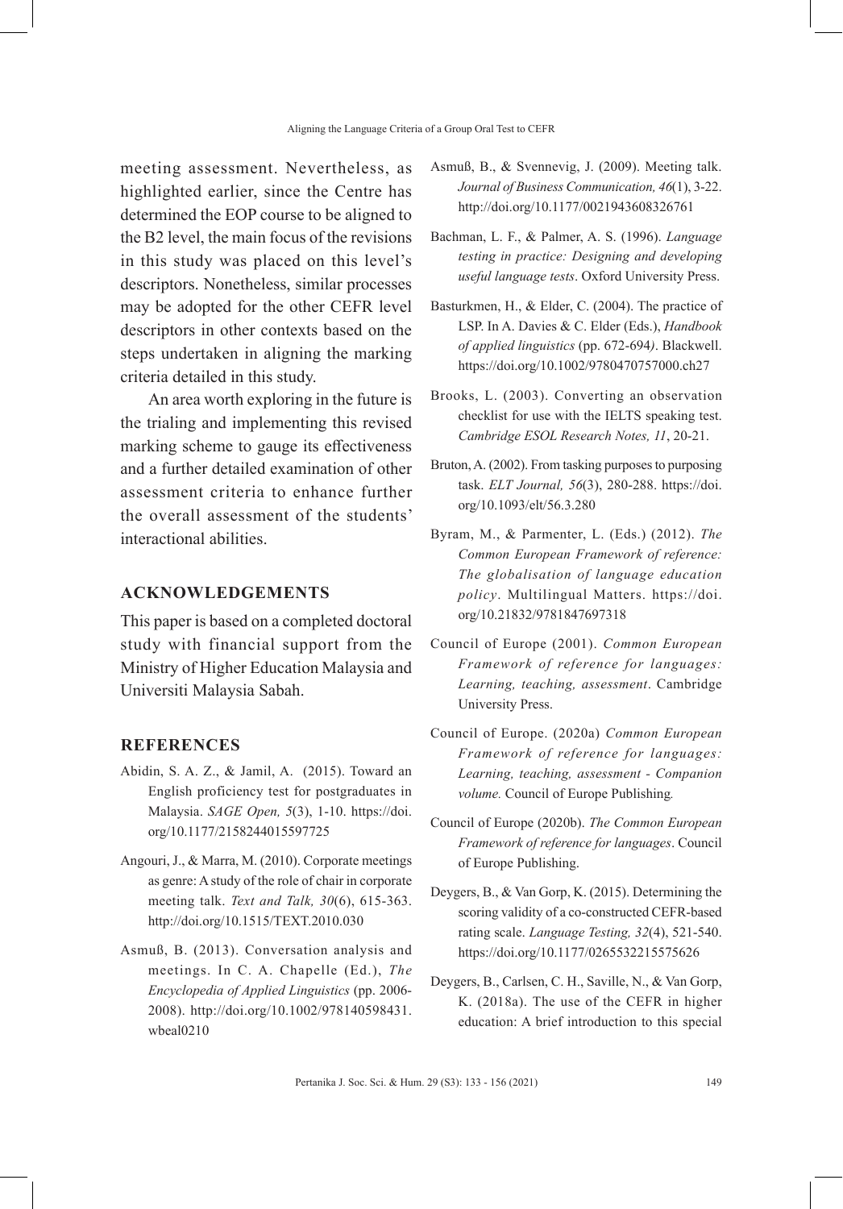meeting assessment. Nevertheless, as highlighted earlier, since the Centre has determined the EOP course to be aligned to the B2 level, the main focus of the revisions in this study was placed on this level's descriptors. Nonetheless, similar processes may be adopted for the other CEFR level descriptors in other contexts based on the steps undertaken in aligning the marking criteria detailed in this study.

An area worth exploring in the future is the trialing and implementing this revised marking scheme to gauge its effectiveness and a further detailed examination of other assessment criteria to enhance further the overall assessment of the students' interactional abilities.

## ACKNOWLEDGEMENTS

This paper is based on a completed doctoral study with financial support from the Ministry of Higher Education Malaysia and Universiti Malaysia Sabah.

## REFERENCES

Abidin, S. A. Z., & Jamil, A. (2015). Toward an English proficiency test for postgraduates in Malaysia. *SAGE Open, 5*(3), 1-10. https://doi.org/10.1177/2158244015597725

Angouri, J., & Marra, M. (2010). Corporate meetings as genre: A study of the role of chair in corporate meeting talk. *Text and Talk, 30*(6), 615-363. http://doi.org/10.1515/TEXT.2010.030

Asmuß, B. (2013). Conversation analysis and meetings. In C. A. Chapelle (Ed.), *The Encyclopedia of Applied Linguistics* (pp. 2006-2008). http://doi.org/10.1002/978140598431.wbeal0210

Asmuß, B., & Svennevig, J. (2009). Meeting talk. *Journal of Business Communication, 46*(1), 3-22. http://doi.org/10.1177/0021943608326761

Bachman, L. F., & Palmer, A. S. (1996). *Language testing in practice: Designing and developing useful language tests*. Oxford University Press.

Basturkmen, H., & Elder, C. (2004). The practice of LSP. In A. Davies & C. Elder (Eds.), *Handbook of applied linguistics* (pp. 672-694). Blackwell. https://doi.org/10.1002/9780470757000.ch27

Brooks, L. (2003). Converting an observation checklist for use with the IELTS speaking test. *Cambridge ESOL Research Notes, 11*, 20-21.

Bruton, A. (2002). From tasking purposes to purposing task. *ELT Journal, 56*(3), 280-288. https://doi.org/10.1093/elt/56.3.280

Byram, M., & Parmenter, L. (Eds.) (2012). *The Common European Framework of reference: The globalisation of language education policy*. Multilingual Matters. https://doi.org/10.21832/9781847697318

Council of Europe (2001). *Common European Framework of reference for languages: Learning, teaching, assessment*. Cambridge University Press.

Council of Europe. (2020a) *Common European Framework of reference for languages: Learning, teaching, assessment - Companion volume.* Council of Europe Publishing*.*

Council of Europe (2020b). *The Common European Framework of reference for languages*. Council of Europe Publishing.

Deygers, B., & Van Gorp, K. (2015). Determining the scoring validity of a co-constructed CEFR-based rating scale. *Language Testing, 32*(4), 521-540. https://doi.org/10.1177/0265532215575626

Deygers, B., Carlsen, C. H., Saville, N., & Van Gorp, K. (2018a). The use of the CEFR in higher education: A brief introduction to this special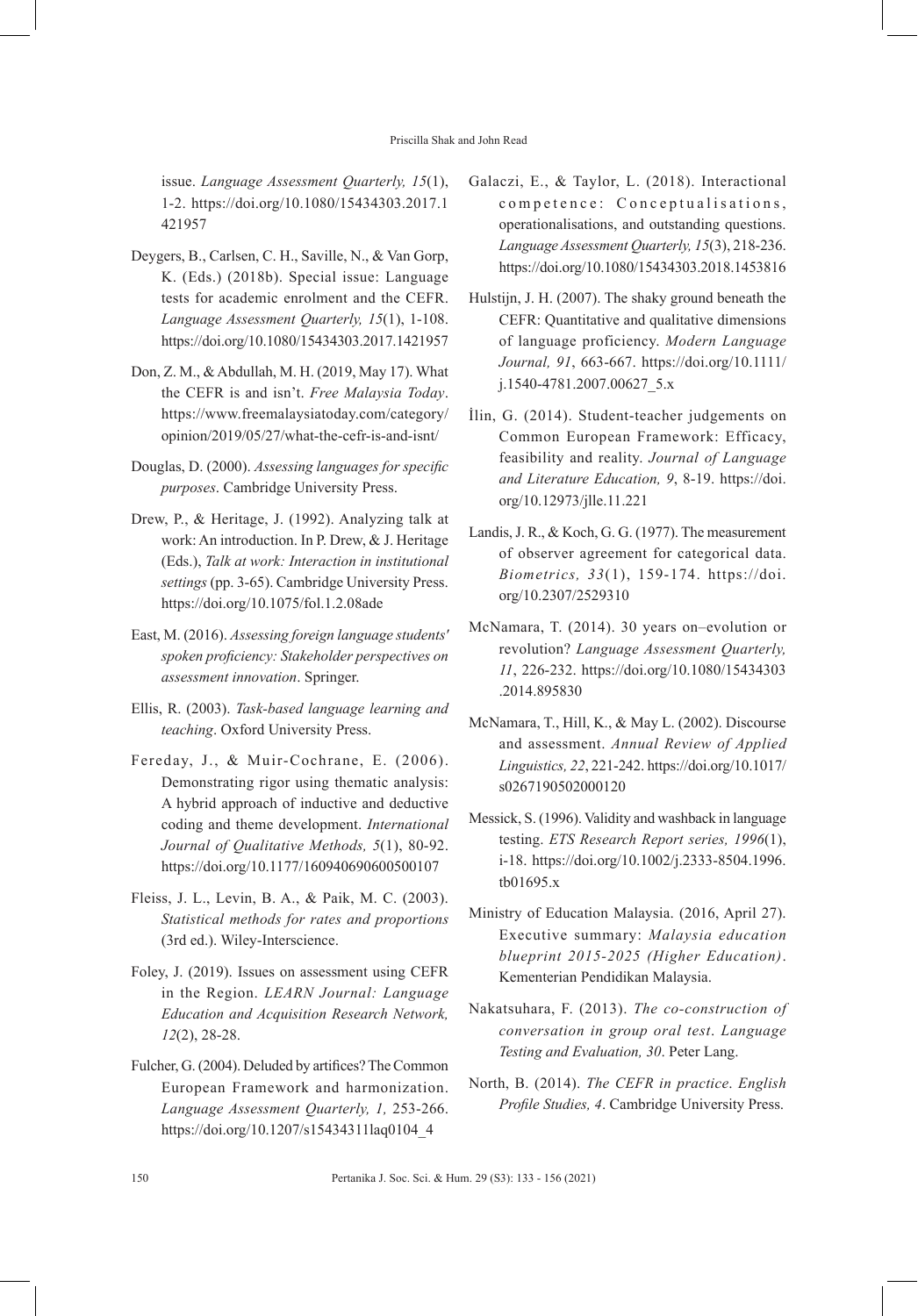issue. *Language Assessment Quarterly, 15*(1), 1-2. https://doi.org/10.1080/15434303.2017.1421957

Deygers, B., Carlsen, C. H., Saville, N., & Van Gorp, K. (Eds.) (2018b). Special issue: Language tests for academic enrolment and the CEFR. *Language Assessment Quarterly, 15*(1), 1-108. https://doi.org/10.1080/15434303.2017.1421957

Don, Z. M., & Abdullah, M. H. (2019, May 17). What the CEFR is and isn't. *Free Malaysia Today*. https://www.freemalaysiatoday.com/category/opinion/2019/05/27/what-the-cefr-is-and-isnt/

Douglas, D. (2000). *Assessing languages for specific purposes*. Cambridge University Press.

Drew, P., & Heritage, J. (1992). Analyzing talk at work: An introduction. In P. Drew, & J. Heritage (Eds.), *Talk at work: Interaction in institutional settings* (pp. 3-65). Cambridge University Press. https://doi.org/10.1075/fol.1.2.08ade

East, M. (2016). *Assessing foreign language students' spoken proficiency: Stakeholder perspectives on assessment innovation*. Springer.

Ellis, R. (2003). *Task-based language learning and teaching*. Oxford University Press.

Fereday, J., & Muir-Cochrane, E. (2006). Demonstrating rigor using thematic analysis: A hybrid approach of inductive and deductive coding and theme development. *International Journal of Qualitative Methods, 5*(1), 80-92. https://doi.org/10.1177/160940690600500107

Fleiss, J. L., Levin, B. A., & Paik, M. C. (2003). *Statistical methods for rates and proportions* (3rd ed.). Wiley-Interscience.

Foley, J. (2019). Issues on assessment using CEFR in the Region. *LEARN Journal: Language Education and Acquisition Research Network, 12*(2), 28-28.

Fulcher, G. (2004). Deluded by artifices? The Common European Framework and harmonization. *Language Assessment Quarterly, 1,* 253-266. https://doi.org/10.1207/s15434311laq0104_4

Galaczi, E., & Taylor, L. (2018). Interactional competence: Conceptualisations, operationalisations, and outstanding questions. *Language Assessment Quarterly, 15*(3), 218-236. https://doi.org/10.1080/15434303.2018.1453816

Hulstijn, J. H. (2007). The shaky ground beneath the CEFR: Quantitative and qualitative dimensions of language proficiency. *Modern Language Journal, 91*, 663-667. https://doi.org/10.1111/j.1540-4781.2007.00627_5.x

İlin, G. (2014). Student-teacher judgements on Common European Framework: Efficacy, feasibility and reality. *Journal of Language and Literature Education, 9*, 8-19. https://doi.org/10.12973/jlle.11.221

Landis, J. R., & Koch, G. G. (1977). The measurement of observer agreement for categorical data. *Biometrics, 33*(1), 159-174. https://doi.org/10.2307/2529310

McNamara, T. (2014). 30 years on–evolution or revolution? *Language Assessment Quarterly, 11*, 226-232. https://doi.org/10.1080/15434303.2014.895830

McNamara, T., Hill, K., & May L. (2002). Discourse and assessment. *Annual Review of Applied Linguistics, 22*, 221-242. https://doi.org/10.1017/s0267190502000120

Messick, S. (1996). Validity and washback in language testing. *ETS Research Report series, 1996*(1), i-18. https://doi.org/10.1002/j.2333-8504.1996.tb01695.x

Ministry of Education Malaysia. (2016, April 27). Executive summary: *Malaysia education blueprint 2015-2025 (Higher Education)*. Kementerian Pendidikan Malaysia.

Nakatsuhara, F. (2013). *The co-construction of conversation in group oral test*. *Language Testing and Evaluation, 30*. Peter Lang.

North, B. (2014). *The CEFR in practice*. *English Profile Studies, 4*. Cambridge University Press.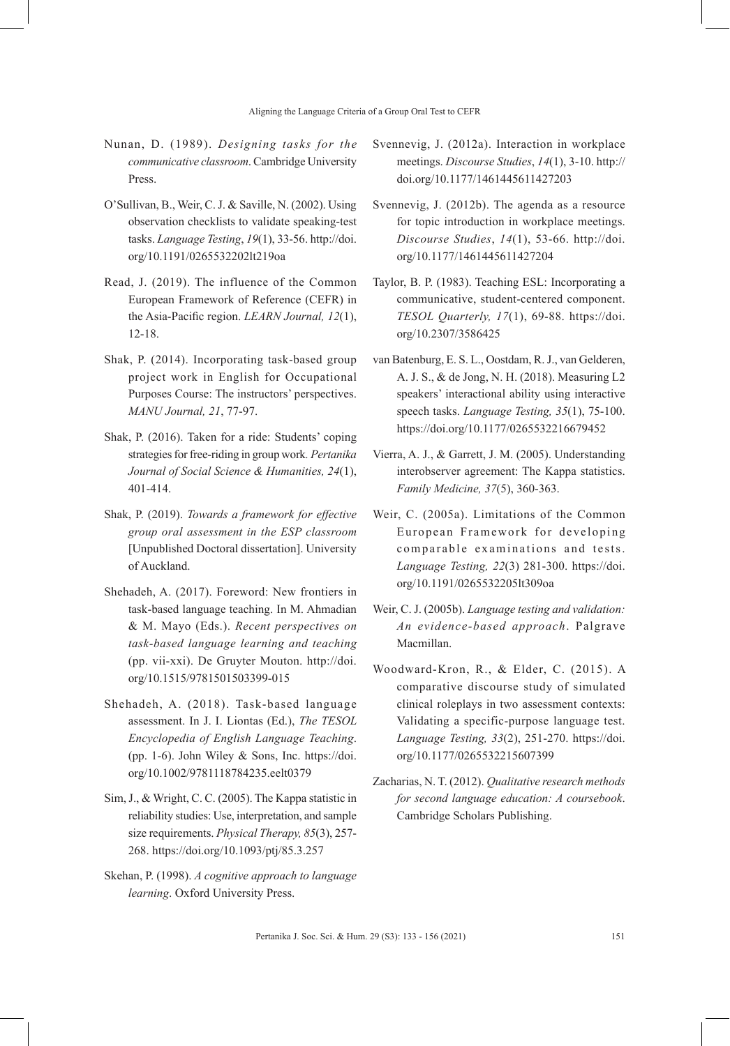Nunan, D. (1989). *Designing tasks for the communicative classroom*. Cambridge University Press.

O'Sullivan, B., Weir, C. J. & Saville, N. (2002). Using observation checklists to validate speaking-test tasks. *Language Testing*, *19*(1), 33-56. http://doi.org/10.1191/0265532202lt219oa

Read, J. (2019). The influence of the Common European Framework of Reference (CEFR) in the Asia-Pacific region. *LEARN Journal, 12*(1), 12-18.

Shak, P. (2014). Incorporating task-based group project work in English for Occupational Purposes Course: The instructors' perspectives. *MANU Journal, 21*, 77-97.

Shak, P. (2016). Taken for a ride: Students' coping strategies for free-riding in group work. *Pertanika Journal of Social Science & Humanities, 24*(1), 401-414.

Shak, P. (2019). *Towards a framework for effective group oral assessment in the ESP classroom* [Unpublished Doctoral dissertation]. University of Auckland.

Shehadeh, A. (2017). Foreword: New frontiers in task-based language teaching. In M. Ahmadian & M. Mayo (Eds.). *Recent perspectives on task-based language learning and teaching* (pp. vii-xxi). De Gruyter Mouton. http://doi.org/10.1515/9781501503399-015

Shehadeh, A. (2018). Task-based language assessment. In J. I. Liontas (Ed.), *The TESOL Encyclopedia of English Language Teaching*. (pp. 1-6). John Wiley & Sons, Inc. https://doi.org/10.1002/9781118784235.eelt0379

Sim, J., & Wright, C. C. (2005). The Kappa statistic in reliability studies: Use, interpretation, and sample size requirements. *Physical Therapy, 85*(3), 257-268. https://doi.org/10.1093/ptj/85.3.257

Skehan, P. (1998). *A cognitive approach to language learning*. Oxford University Press.

Svennevig, J. (2012a). Interaction in workplace meetings. *Discourse Studies*, *14*(1), 3-10. http://doi.org/10.1177/1461445611427203

Svennevig, J. (2012b). The agenda as a resource for topic introduction in workplace meetings. *Discourse Studies*, *14*(1), 53-66. http://doi.org/10.1177/1461445611427204

Taylor, B. P. (1983). Teaching ESL: Incorporating a communicative, student-centered component. *TESOL Quarterly, 17*(1), 69-88. https://doi.org/10.2307/3586425

van Batenburg, E. S. L., Oostdam, R. J., van Gelderen, A. J. S., & de Jong, N. H. (2018). Measuring L2 speakers' interactional ability using interactive speech tasks. *Language Testing, 35*(1), 75-100. https://doi.org/10.1177/0265532216679452

Vierra, A. J., & Garrett, J. M. (2005). Understanding interobserver agreement: The Kappa statistics. *Family Medicine, 37*(5), 360-363.

Weir, C. (2005a). Limitations of the Common European Framework for developing comparable examinations and tests. *Language Testing, 22*(3) 281-300. https://doi.org/10.1191/0265532205lt309oa

Weir, C. J. (2005b). *Language testing and validation: An evidence-based approach*. Palgrave Macmillan.

Woodward-Kron, R., & Elder, C. (2015). A comparative discourse study of simulated clinical roleplays in two assessment contexts: Validating a specific-purpose language test. *Language Testing, 33*(2), 251-270. https://doi.org/10.1177/0265532215607399

Zacharias, N. T. (2012). *Qualitative research methods for second language education: A coursebook*. Cambridge Scholars Publishing.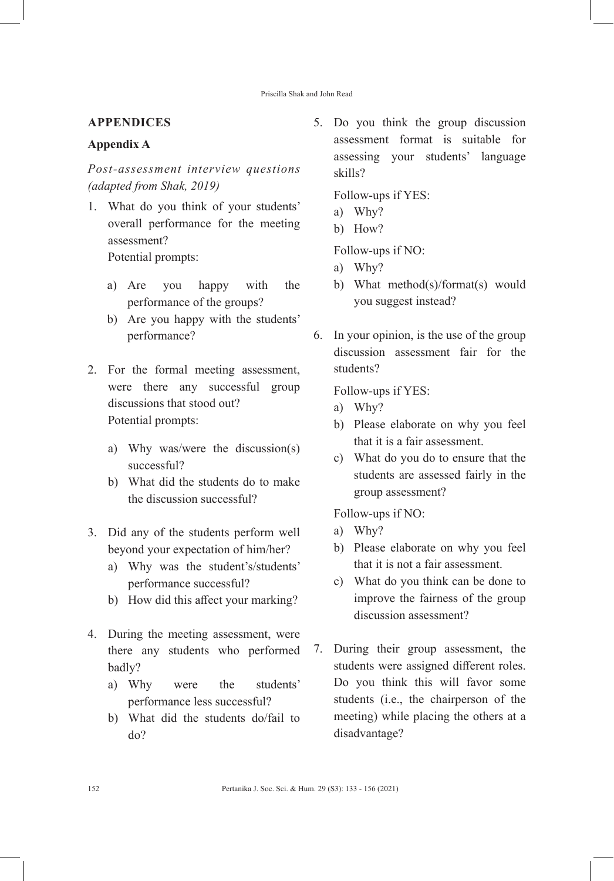## APPENDICES

### Appendix A

*Post-assessment interview questions (adapted from Shak, 2019)*

1. What do you think of your students' overall performance for the meeting assessment?
   Potential prompts:
   a) Are you happy with the performance of the groups?
   b) Are you happy with the students' performance?

2. For the formal meeting assessment, were there any successful group discussions that stood out?
   Potential prompts:
   a) Why was/were the discussion(s) successful?
   b) What did the students do to make the discussion successful?

3. Did any of the students perform well beyond your expectation of him/her?
   a) Why was the student's/students' performance successful?
   b) How did this affect your marking?

4. During the meeting assessment, were there any students who performed badly?
   a) Why were the students' performance less successful?
   b) What did the students do/fail to do?

5. Do you think the group discussion assessment format is suitable for assessing your students' language skills?

   Follow-ups if YES:
   a) Why?
   b) How?

   Follow-ups if NO:
   a) Why?
   b) What method(s)/format(s) would you suggest instead?

6. In your opinion, is the use of the group discussion assessment fair for the students?

   Follow-ups if YES:
   a) Why?
   b) Please elaborate on why you feel that it is a fair assessment.
   c) What do you do to ensure that the students are assessed fairly in the group assessment?

   Follow-ups if NO:
   a) Why?
   b) Please elaborate on why you feel that it is not a fair assessment.
   c) What do you think can be done to improve the fairness of the group discussion assessment?

7. During their group assessment, the students were assigned different roles. Do you think this will favor some students (i.e., the chairperson of the meeting) while placing the others at a disadvantage?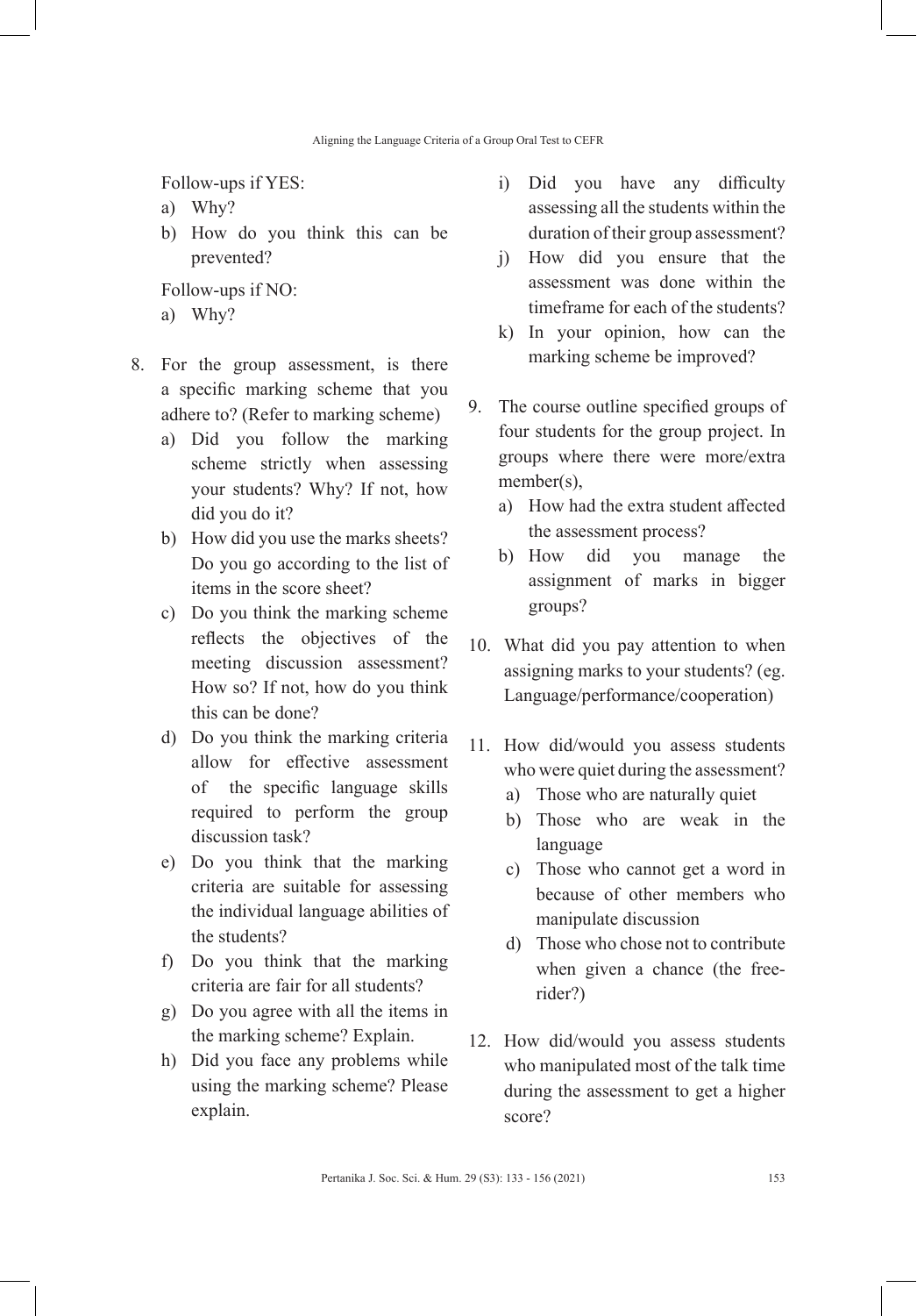Follow-ups if YES:

a) Why?
b) How do you think this can be prevented?

Follow-ups if NO:

a) Why?

8. For the group assessment, is there a specific marking scheme that you adhere to? (Refer to marking scheme)
   a) Did you follow the marking scheme strictly when assessing your students? Why? If not, how did you do it?
   b) How did you use the marks sheets? Do you go according to the list of items in the score sheet?
   c) Do you think the marking scheme reflects the objectives of the meeting discussion assessment? How so? If not, how do you think this can be done?
   d) Do you think the marking criteria allow for effective assessment of the specific language skills required to perform the group discussion task?
   e) Do you think that the marking criteria are suitable for assessing the individual language abilities of the students?
   f) Do you think that the marking criteria are fair for all students?
   g) Do you agree with all the items in the marking scheme? Explain.
   h) Did you face any problems while using the marking scheme? Please explain.
   i) Did you have any difficulty assessing all the students within the duration of their group assessment?
   j) How did you ensure that the assessment was done within the timeframe for each of the students?
   k) In your opinion, how can the marking scheme be improved?

9. The course outline specified groups of four students for the group project. In groups where there were more/extra member(s),
   a) How had the extra student affected the assessment process?
   b) How did you manage the assignment of marks in bigger groups?

10. What did you pay attention to when assigning marks to your students? (eg. Language/performance/cooperation)

11. How did/would you assess students who were quiet during the assessment?
    a) Those who are naturally quiet
    b) Those who are weak in the language
    c) Those who cannot get a word in because of other members who manipulate discussion
    d) Those who chose not to contribute when given a chance (the free-rider?)

12. How did/would you assess students who manipulated most of the talk time during the assessment to get a higher score?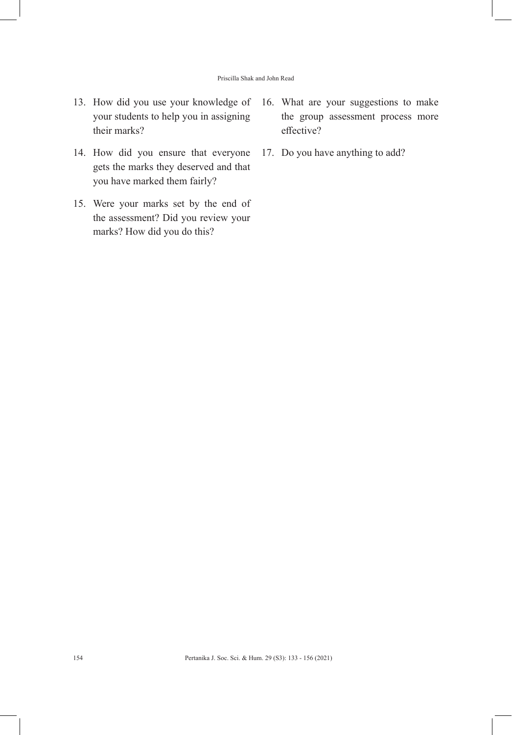13. How did you use your knowledge of your students to help you in assigning their marks?
14. How did you ensure that everyone gets the marks they deserved and that you have marked them fairly?
15. Were your marks set by the end of the assessment? Did you review your marks? How did you do this?
16. What are your suggestions to make the group assessment process more effective?
17. Do you have anything to add?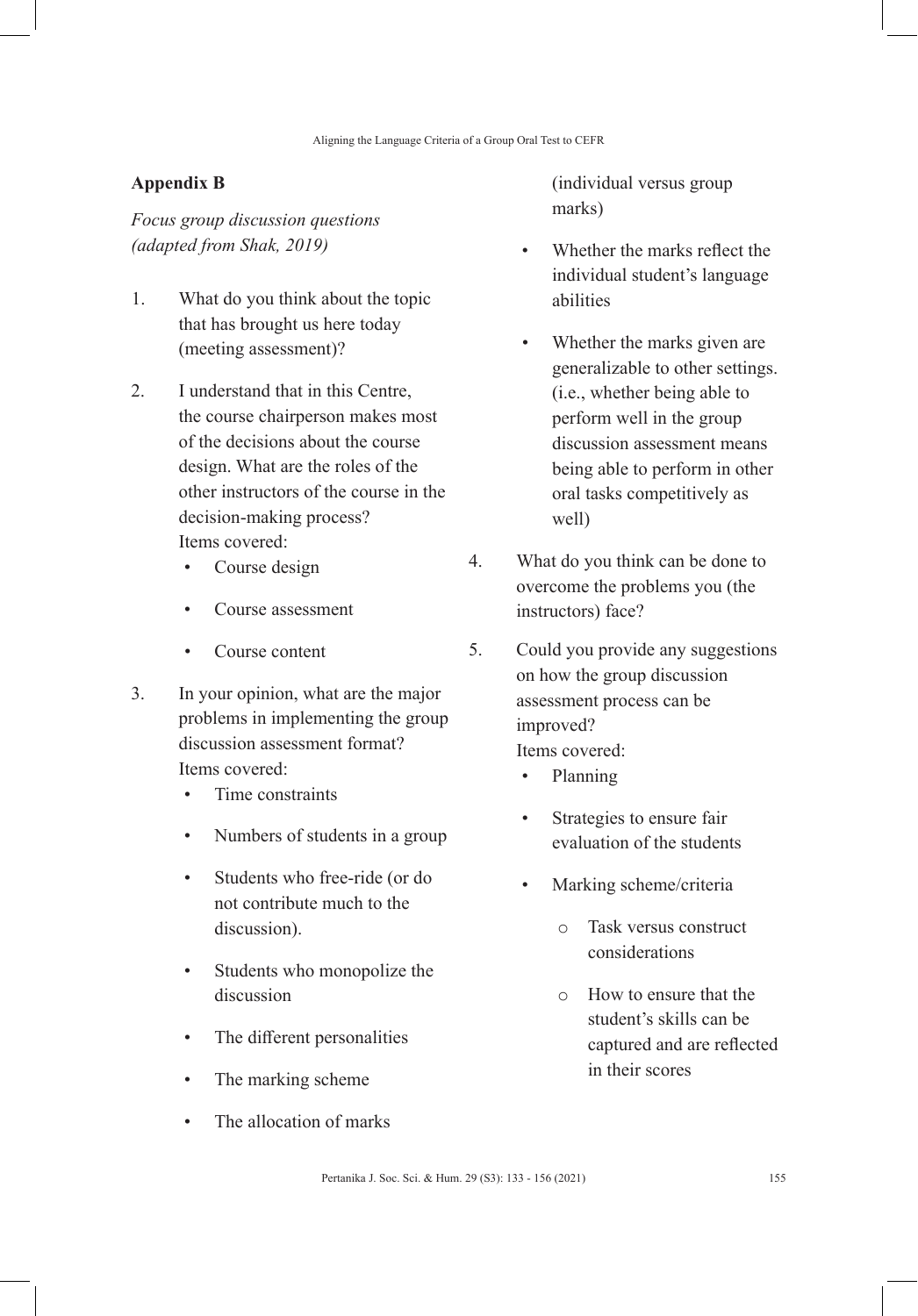## Appendix B

*Focus group discussion questions (adapted from Shak, 2019)*

1. What do you think about the topic that has brought us here today (meeting assessment)?
2. I understand that in this Centre, the course chairperson makes most of the decisions about the course design. What are the roles of the other instructors of the course in the decision-making process?
   Items covered:
   - Course design
   - Course assessment
   - Course content
3. In your opinion, what are the major problems in implementing the group discussion assessment format?
   Items covered:
   - Time constraints
   - Numbers of students in a group
   - Students who free-ride (or do not contribute much to the discussion).
   - Students who monopolize the discussion
   - The different personalities
   - The marking scheme
   - The allocation of marks (individual versus group marks)
   - Whether the marks reflect the individual student's language abilities
   - Whether the marks given are generalizable to other settings. (i.e., whether being able to perform well in the group discussion assessment means being able to perform in other oral tasks competitively as well)
4. What do you think can be done to overcome the problems you (the instructors) face?
5. Could you provide any suggestions on how the group discussion assessment process can be improved?
   Items covered:
   - Planning
   - Strategies to ensure fair evaluation of the students
   - Marking scheme/criteria
     - Task versus construct considerations
     - How to ensure that the student's skills can be captured and are reflected in their scores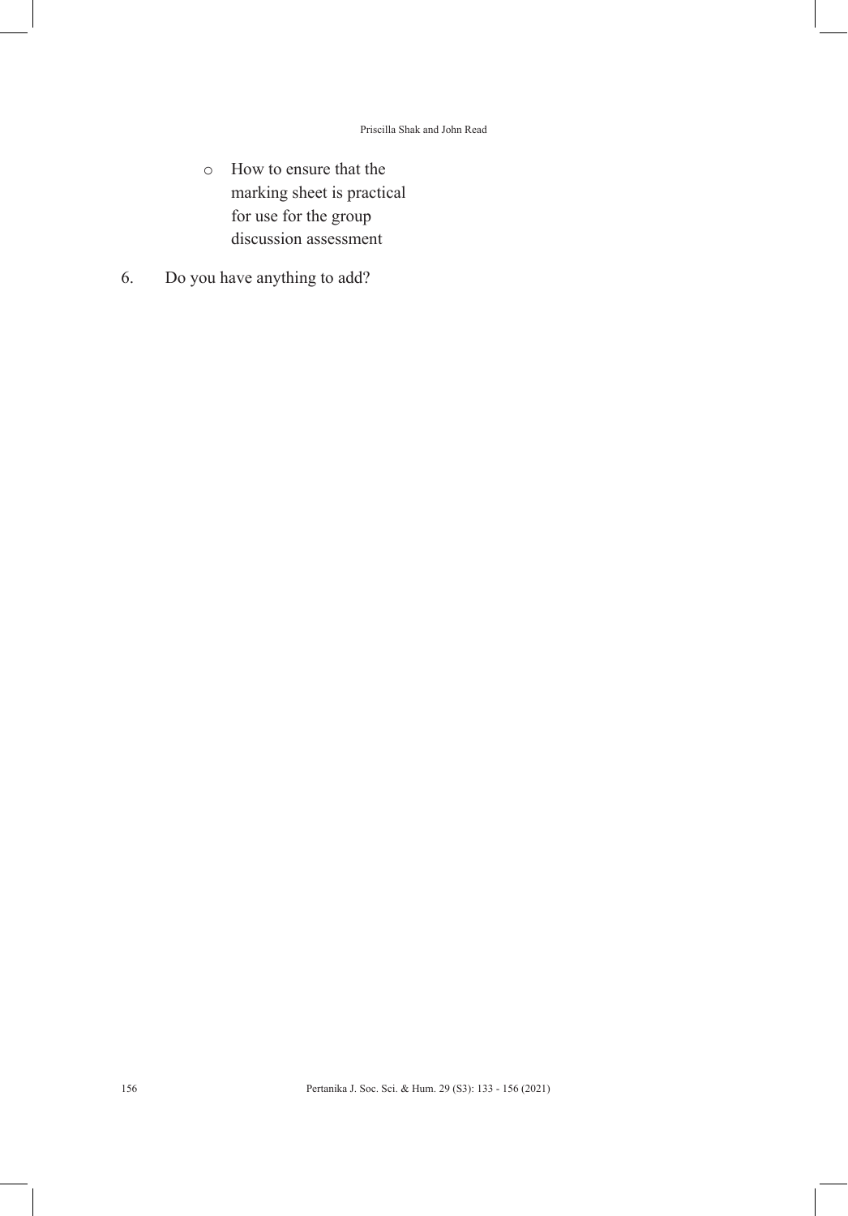- How to ensure that the marking sheet is practical for use for the group discussion assessment

6. Do you have anything to add?